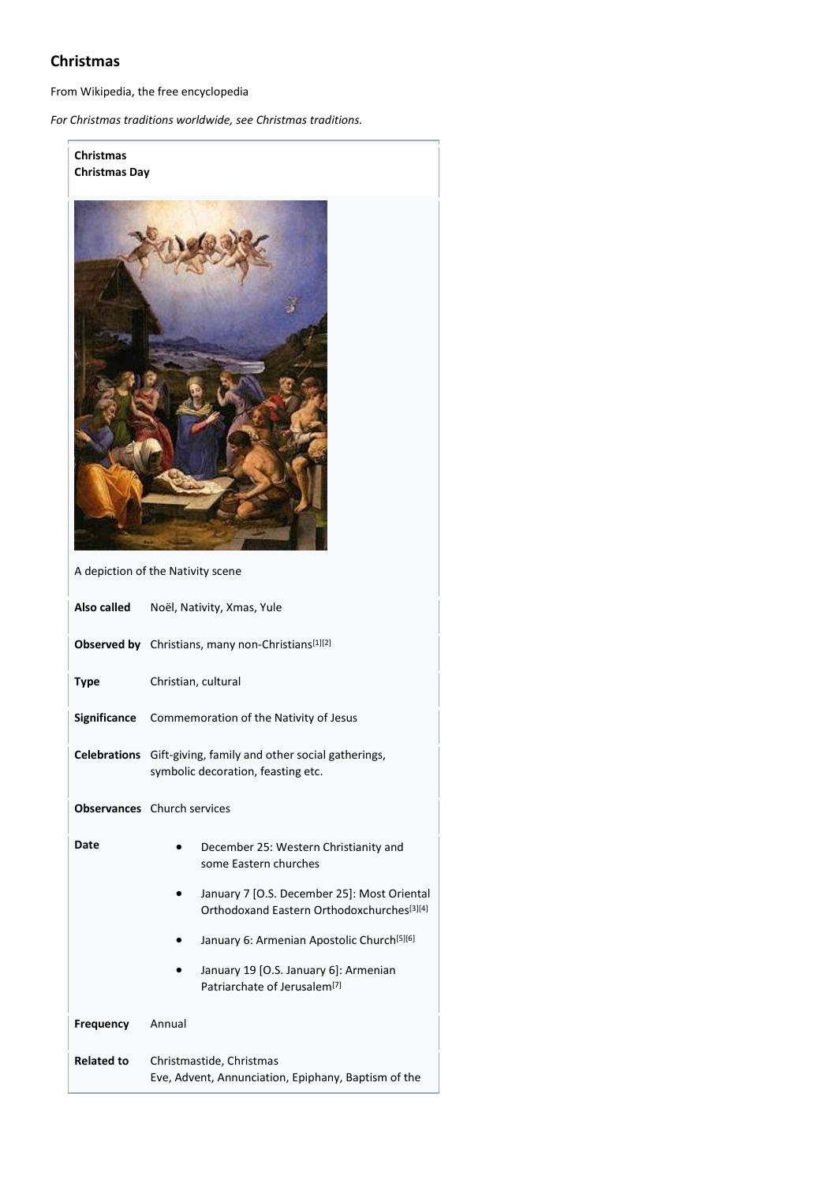# Christmas

From Wikipedia, the free encyclopedia

*For Christmas traditions worldwide, see Christmas traditions.*

**Christmas**
**Christmas Day**

A depiction of the Nativity scene

| | |
|---|---|
| **Also called** | Noël, Nativity, Xmas, Yule |
| **Observed by** | Christians, many non-Christians[1][2] |
| **Type** | Christian, cultural |
| **Significance** | Commemoration of the Nativity of Jesus |
| **Celebrations** | Gift-giving, family and other social gatherings, symbolic decoration, feasting etc. |
| **Observances** | Church services |
| **Date** | • December 25: Western Christianity and some Eastern churches<br>• January 7 [O.S. December 25]: Most Oriental Orthodoxand Eastern Orthodoxchurches[3][4]<br>• January 6: Armenian Apostolic Church[5][6]<br>• January 19 [O.S. January 6]: Armenian Patriarchate of Jerusalem[7] |
| **Frequency** | Annual |
| **Related to** | Christmastide, Christmas Eve, Advent, Annunciation, Epiphany, Baptism of the |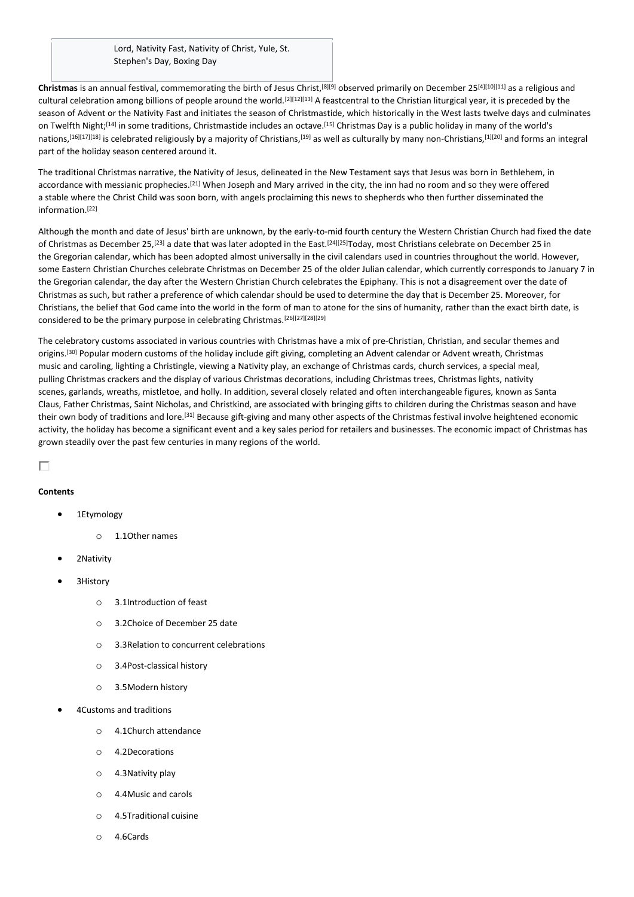Lord, Nativity Fast, Nativity of Christ, Yule, St. Stephen's Day, Boxing Day

**Christmas** is an annual festival, commemorating the birth of Jesus Christ,[8][9] observed primarily on December 25[4][10][11] as a religious and cultural celebration among billions of people around the world.[2][12][13] A feastcentral to the Christian liturgical year, it is preceded by the season of Advent or the Nativity Fast and initiates the season of Christmastide, which historically in the West lasts twelve days and culminates on Twelfth Night;[14] in some traditions, Christmastide includes an octave.[15] Christmas Day is a public holiday in many of the world's nations,[16][17][18] is celebrated religiously by a majority of Christians,[19] as well as culturally by many non-Christians,[1][20] and forms an integral part of the holiday season centered around it.

The traditional Christmas narrative, the Nativity of Jesus, delineated in the New Testament says that Jesus was born in Bethlehem, in accordance with messianic prophecies.[21] When Joseph and Mary arrived in the city, the inn had no room and so they were offered a stable where the Christ Child was soon born, with angels proclaiming this news to shepherds who then further disseminated the information.[22]

Although the month and date of Jesus' birth are unknown, by the early-to-mid fourth century the Western Christian Church had fixed the date of Christmas as December 25,[23] a date that was later adopted in the East.[24][25]Today, most Christians celebrate on December 25 in the Gregorian calendar, which has been adopted almost universally in the civil calendars used in countries throughout the world. However, some Eastern Christian Churches celebrate Christmas on December 25 of the older Julian calendar, which currently corresponds to January 7 in the Gregorian calendar, the day after the Western Christian Church celebrates the Epiphany. This is not a disagreement over the date of Christmas as such, but rather a preference of which calendar should be used to determine the day that is December 25. Moreover, for Christians, the belief that God came into the world in the form of man to atone for the sins of humanity, rather than the exact birth date, is considered to be the primary purpose in celebrating Christmas.[26][27][28][29]

The celebratory customs associated in various countries with Christmas have a mix of pre-Christian, Christian, and secular themes and origins.[30] Popular modern customs of the holiday include gift giving, completing an Advent calendar or Advent wreath, Christmas music and caroling, lighting a Christingle, viewing a Nativity play, an exchange of Christmas cards, church services, a special meal, pulling Christmas crackers and the display of various Christmas decorations, including Christmas trees, Christmas lights, nativity scenes, garlands, wreaths, mistletoe, and holly. In addition, several closely related and often interchangeable figures, known as Santa Claus, Father Christmas, Saint Nicholas, and Christkind, are associated with bringing gifts to children during the Christmas season and have their own body of traditions and lore.[31] Because gift-giving and many other aspects of the Christmas festival involve heightened economic activity, the holiday has become a significant event and a key sales period for retailers and businesses. The economic impact of Christmas has grown steadily over the past few centuries in many regions of the world.

**Contents**

- 1Etymology
  - 1.1Other names
- 2Nativity
- 3History
  - 3.1Introduction of feast
  - 3.2Choice of December 25 date
  - 3.3Relation to concurrent celebrations
  - 3.4Post-classical history
  - 3.5Modern history
- 4Customs and traditions
  - 4.1Church attendance
  - 4.2Decorations
  - 4.3Nativity play
  - 4.4Music and carols
  - 4.5Traditional cuisine
  - 4.6Cards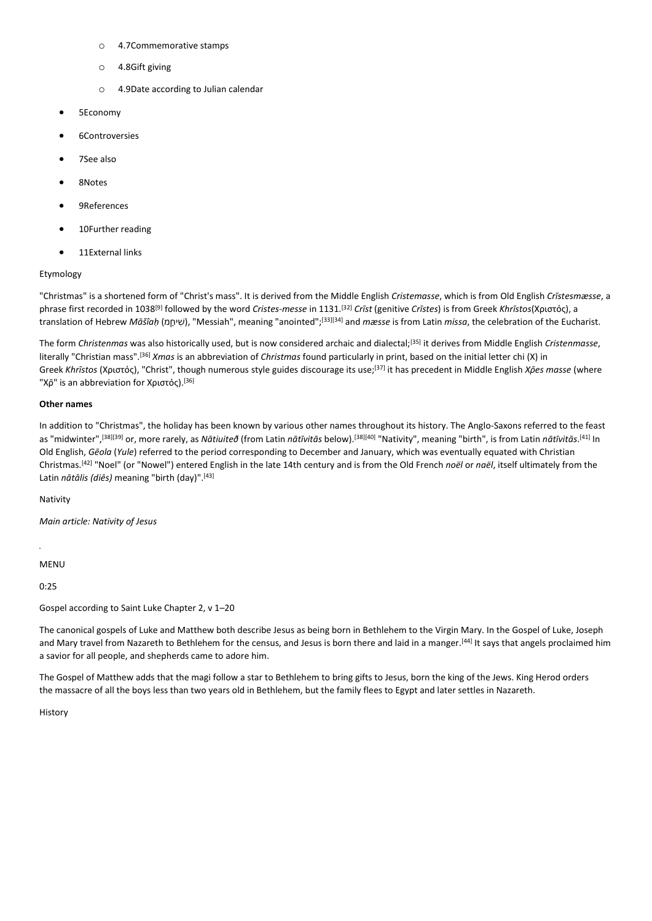- 4.7Commemorative stamps
- 4.8Gift giving
- 4.9Date according to Julian calendar

- 5Economy
- 6Controversies
- 7See also
- 8Notes
- 9References
- 10Further reading
- 11External links

Etymology

"Christmas" is a shortened form of "Christ's mass". It is derived from the Middle English *Cristemasse*, which is from Old English *Crīstesmæsse*, a phrase first recorded in 1038[9] followed by the word *Cristes-messe* in 1131.[32] *Crīst* (genitive *Crīstes*) is from Greek *Khrīstos*(Χριστός), a translation of Hebrew *Māšîaḥ* (מָשִׁיחַ), "Messiah", meaning "anointed";[33][34] and *mæsse* is from Latin *missa*, the celebration of the Eucharist.

The form *Christenmas* was also historically used, but is now considered archaic and dialectal;[35] it derives from Middle English *Cristenmasse*, literally "Christian mass".[36] *Xmas* is an abbreviation of *Christmas* found particularly in print, based on the initial letter chi (Χ) in Greek *Khrīstos* (Χριστός), "Christ", though numerous style guides discourage its use;[37] it has precedent in Middle English *Χρ̄es masse* (where "Χρ̄" is an abbreviation for Χριστός).[36]

**Other names**

In addition to "Christmas", the holiday has been known by various other names throughout its history. The Anglo-Saxons referred to the feast as "midwinter",[38][39] or, more rarely, as *Nātiuiteð* (from Latin *nātīvitās* below).[38][40] "Nativity", meaning "birth", is from Latin *nātīvitās*.[41] In Old English, *Gēola* (*Yule*) referred to the period corresponding to December and January, which was eventually equated with Christian Christmas.[42] "Noel" (or "Nowel") entered English in the late 14th century and is from the Old French *noël* or *naël*, itself ultimately from the Latin *nātālis (diēs)* meaning "birth (day)".[43]

Nativity

*Main article: Nativity of Jesus*

MENU

0:25

Gospel according to Saint Luke Chapter 2, v 1–20

The canonical gospels of Luke and Matthew both describe Jesus as being born in Bethlehem to the Virgin Mary. In the Gospel of Luke, Joseph and Mary travel from Nazareth to Bethlehem for the census, and Jesus is born there and laid in a manger.[44] It says that angels proclaimed him a savior for all people, and shepherds came to adore him.

The Gospel of Matthew adds that the magi follow a star to Bethlehem to bring gifts to Jesus, born the king of the Jews. King Herod orders the massacre of all the boys less than two years old in Bethlehem, but the family flees to Egypt and later settles in Nazareth.

History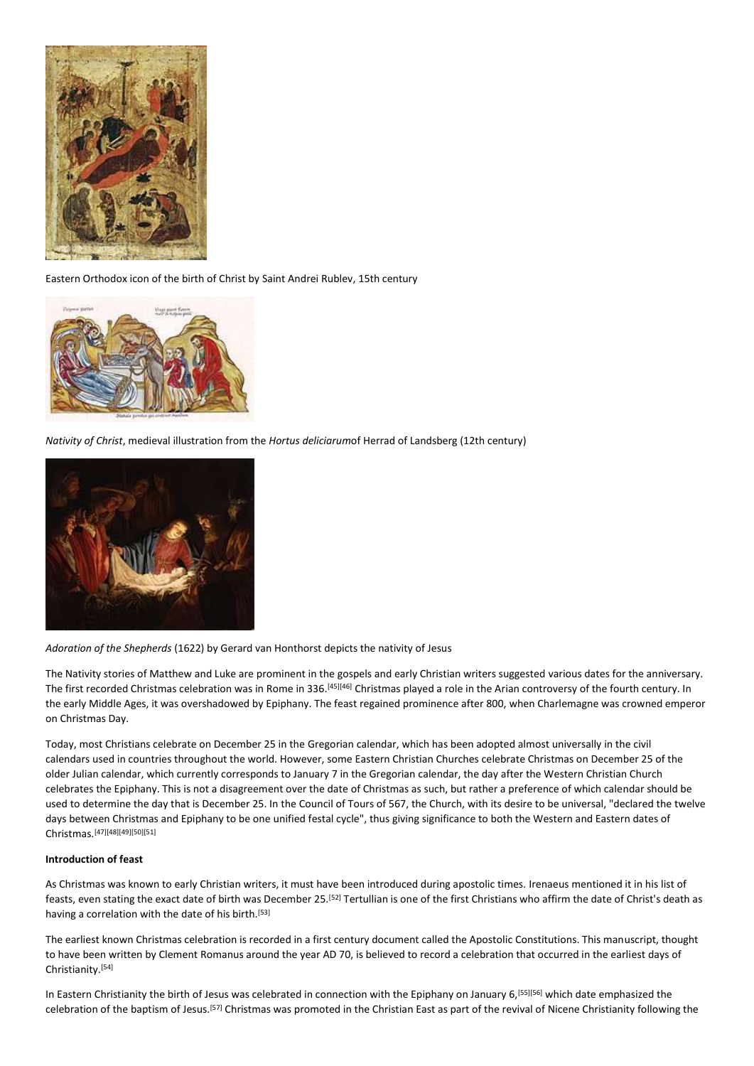Eastern Orthodox icon of the birth of Christ by Saint Andrei Rublev, 15th century

*Nativity of Christ*, medieval illustration from the *Hortus deliciarum*of Herrad of Landsberg (12th century)

*Adoration of the Shepherds* (1622) by Gerard van Honthorst depicts the nativity of Jesus

The Nativity stories of Matthew and Luke are prominent in the gospels and early Christian writers suggested various dates for the anniversary. The first recorded Christmas celebration was in Rome in 336.[45][46] Christmas played a role in the Arian controversy of the fourth century. In the early Middle Ages, it was overshadowed by Epiphany. The feast regained prominence after 800, when Charlemagne was crowned emperor on Christmas Day.

Today, most Christians celebrate on December 25 in the Gregorian calendar, which has been adopted almost universally in the civil calendars used in countries throughout the world. However, some Eastern Christian Churches celebrate Christmas on December 25 of the older Julian calendar, which currently corresponds to January 7 in the Gregorian calendar, the day after the Western Christian Church celebrates the Epiphany. This is not a disagreement over the date of Christmas as such, but rather a preference of which calendar should be used to determine the day that is December 25. In the Council of Tours of 567, the Church, with its desire to be universal, "declared the twelve days between Christmas and Epiphany to be one unified festal cycle", thus giving significance to both the Western and Eastern dates of Christmas.[47][48][49][50][51]

**Introduction of feast**

As Christmas was known to early Christian writers, it must have been introduced during apostolic times. Irenaeus mentioned it in his list of feasts, even stating the exact date of birth was December 25.[52] Tertullian is one of the first Christians who affirm the date of Christ's death as having a correlation with the date of his birth.[53]

The earliest known Christmas celebration is recorded in a first century document called the Apostolic Constitutions. This manuscript, thought to have been written by Clement Romanus around the year AD 70, is believed to record a celebration that occurred in the earliest days of Christianity.[54]

In Eastern Christianity the birth of Jesus was celebrated in connection with the Epiphany on January 6,[55][56] which date emphasized the celebration of the baptism of Jesus.[57] Christmas was promoted in the Christian East as part of the revival of Nicene Christianity following the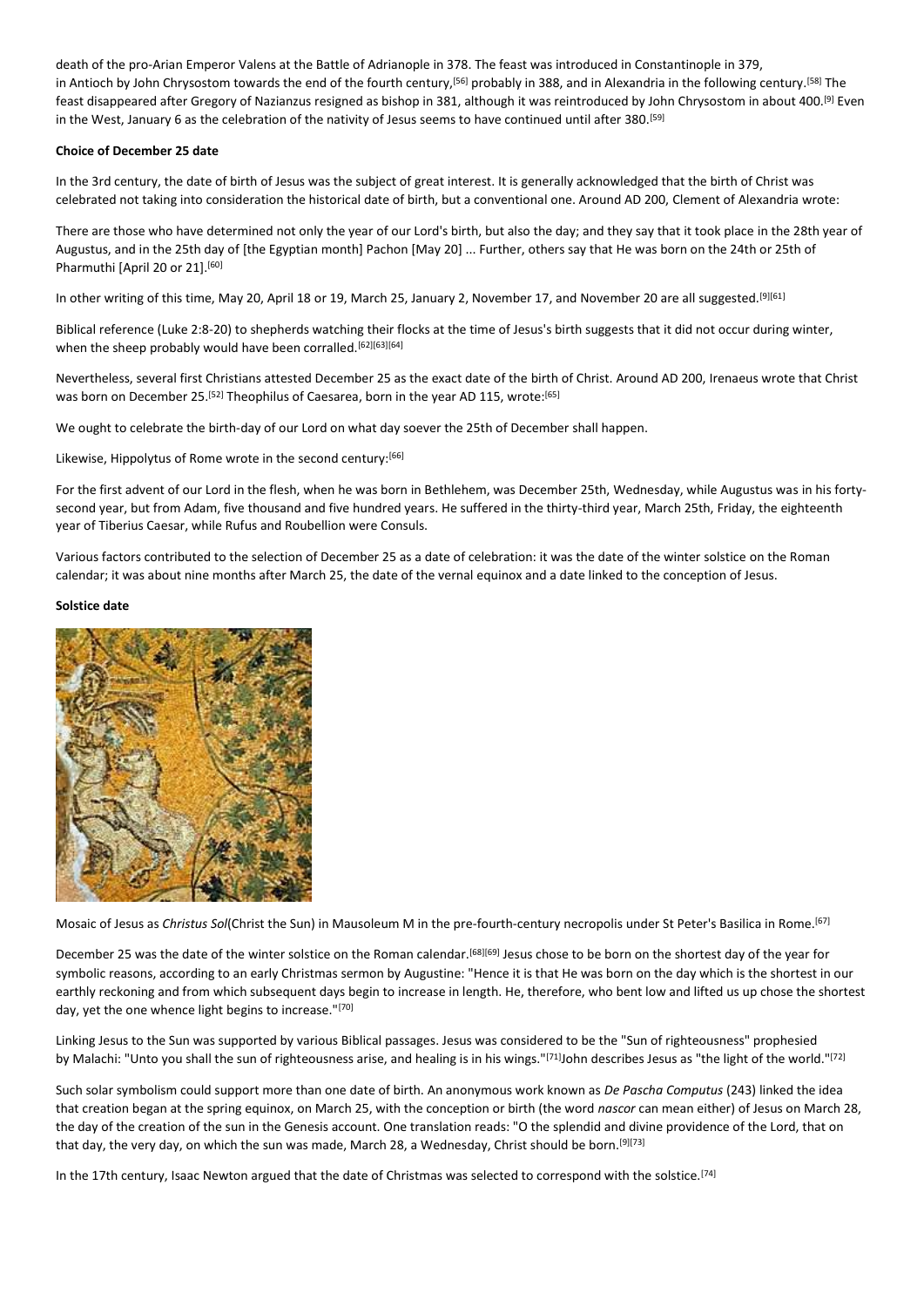death of the pro-Arian Emperor Valens at the Battle of Adrianople in 378. The feast was introduced in Constantinople in 379, in Antioch by John Chrysostom towards the end of the fourth century,[56] probably in 388, and in Alexandria in the following century.[58] The feast disappeared after Gregory of Nazianzus resigned as bishop in 381, although it was reintroduced by John Chrysostom in about 400.[9] Even in the West, January 6 as the celebration of the nativity of Jesus seems to have continued until after 380.[59]

**Choice of December 25 date**

In the 3rd century, the date of birth of Jesus was the subject of great interest. It is generally acknowledged that the birth of Christ was celebrated not taking into consideration the historical date of birth, but a conventional one. Around AD 200, Clement of Alexandria wrote:

There are those who have determined not only the year of our Lord's birth, but also the day; and they say that it took place in the 28th year of Augustus, and in the 25th day of [the Egyptian month] Pachon [May 20] ... Further, others say that He was born on the 24th or 25th of Pharmuthi [April 20 or 21].[60]

In other writing of this time, May 20, April 18 or 19, March 25, January 2, November 17, and November 20 are all suggested.[9][61]

Biblical reference (Luke 2:8-20) to shepherds watching their flocks at the time of Jesus's birth suggests that it did not occur during winter, when the sheep probably would have been corralled.[62][63][64]

Nevertheless, several first Christians attested December 25 as the exact date of the birth of Christ. Around AD 200, Irenaeus wrote that Christ was born on December 25.[52] Theophilus of Caesarea, born in the year AD 115, wrote:[65]

We ought to celebrate the birth-day of our Lord on what day soever the 25th of December shall happen.

Likewise, Hippolytus of Rome wrote in the second century:[66]

For the first advent of our Lord in the flesh, when he was born in Bethlehem, was December 25th, Wednesday, while Augustus was in his forty-second year, but from Adam, five thousand and five hundred years. He suffered in the thirty-third year, March 25th, Friday, the eighteenth year of Tiberius Caesar, while Rufus and Roubellion were Consuls.

Various factors contributed to the selection of December 25 as a date of celebration: it was the date of the winter solstice on the Roman calendar; it was about nine months after March 25, the date of the vernal equinox and a date linked to the conception of Jesus.

**Solstice date**

Mosaic of Jesus as *Christus Sol*(Christ the Sun) in Mausoleum M in the pre-fourth-century necropolis under St Peter's Basilica in Rome.[67]

December 25 was the date of the winter solstice on the Roman calendar.[68][69] Jesus chose to be born on the shortest day of the year for symbolic reasons, according to an early Christmas sermon by Augustine: "Hence it is that He was born on the day which is the shortest in our earthly reckoning and from which subsequent days begin to increase in length. He, therefore, who bent low and lifted us up chose the shortest day, yet the one whence light begins to increase."[70]

Linking Jesus to the Sun was supported by various Biblical passages. Jesus was considered to be the "Sun of righteousness" prophesied by Malachi: "Unto you shall the sun of righteousness arise, and healing is in his wings."[71]John describes Jesus as "the light of the world."[72]

Such solar symbolism could support more than one date of birth. An anonymous work known as *De Pascha Computus* (243) linked the idea that creation began at the spring equinox, on March 25, with the conception or birth (the word *nascor* can mean either) of Jesus on March 28, the day of the creation of the sun in the Genesis account. One translation reads: "O the splendid and divine providence of the Lord, that on that day, the very day, on which the sun was made, March 28, a Wednesday, Christ should be born.[9][73]

In the 17th century, Isaac Newton argued that the date of Christmas was selected to correspond with the solstice.[74]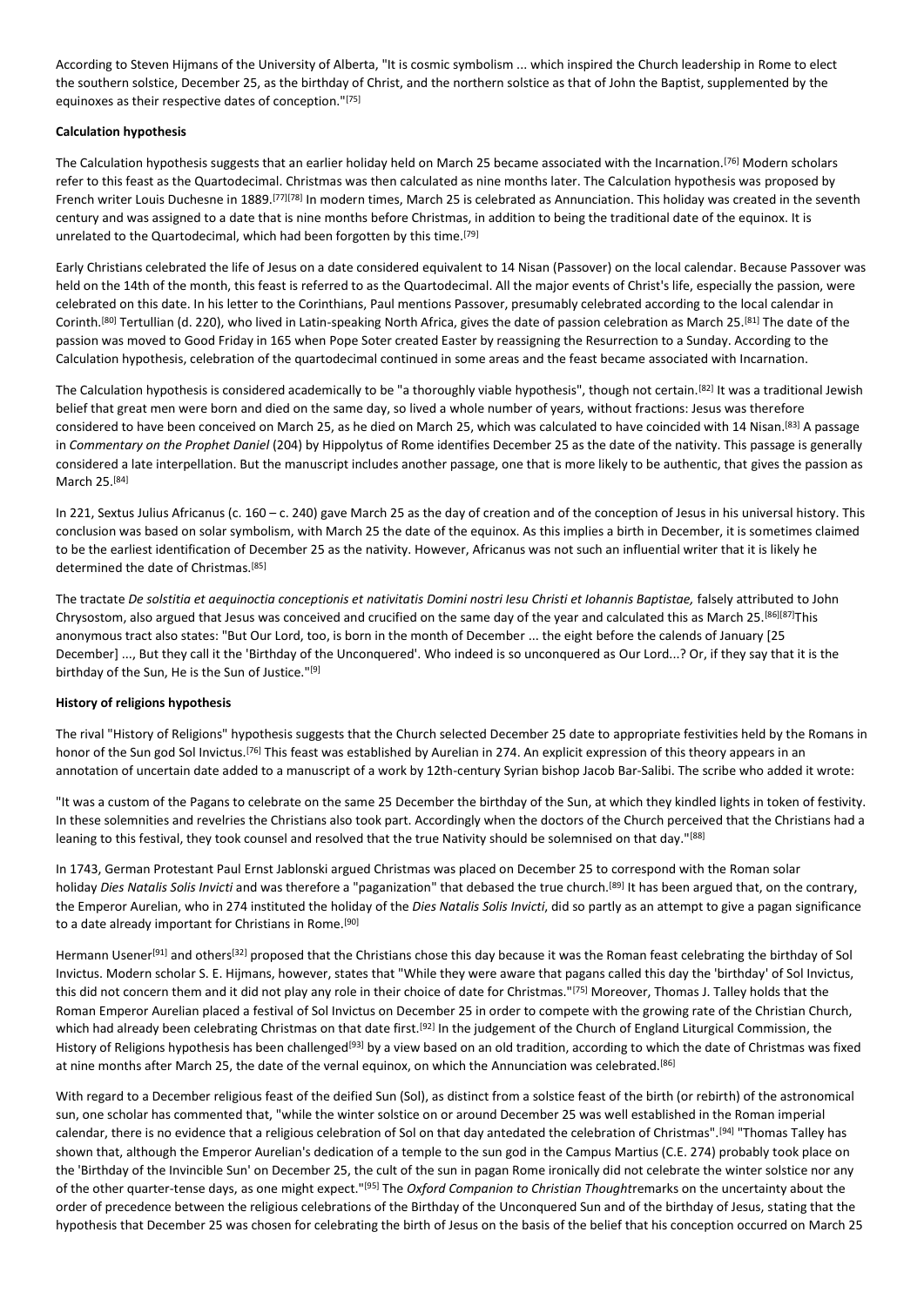According to Steven Hijmans of the University of Alberta, "It is cosmic symbolism ... which inspired the Church leadership in Rome to elect the southern solstice, December 25, as the birthday of Christ, and the northern solstice as that of John the Baptist, supplemented by the equinoxes as their respective dates of conception."[75]

**Calculation hypothesis**

The Calculation hypothesis suggests that an earlier holiday held on March 25 became associated with the Incarnation.[76] Modern scholars refer to this feast as the Quartodecimal. Christmas was then calculated as nine months later. The Calculation hypothesis was proposed by French writer Louis Duchesne in 1889.[77][78] In modern times, March 25 is celebrated as Annunciation. This holiday was created in the seventh century and was assigned to a date that is nine months before Christmas, in addition to being the traditional date of the equinox. It is unrelated to the Quartodecimal, which had been forgotten by this time.[79]

Early Christians celebrated the life of Jesus on a date considered equivalent to 14 Nisan (Passover) on the local calendar. Because Passover was held on the 14th of the month, this feast is referred to as the Quartodecimal. All the major events of Christ's life, especially the passion, were celebrated on this date. In his letter to the Corinthians, Paul mentions Passover, presumably celebrated according to the local calendar in Corinth.[80] Tertullian (d. 220), who lived in Latin-speaking North Africa, gives the date of passion celebration as March 25.[81] The date of the passion was moved to Good Friday in 165 when Pope Soter created Easter by reassigning the Resurrection to a Sunday. According to the Calculation hypothesis, celebration of the quartodecimal continued in some areas and the feast became associated with Incarnation.

The Calculation hypothesis is considered academically to be "a thoroughly viable hypothesis", though not certain.[82] It was a traditional Jewish belief that great men were born and died on the same day, so lived a whole number of years, without fractions: Jesus was therefore considered to have been conceived on March 25, as he died on March 25, which was calculated to have coincided with 14 Nisan.[83] A passage in *Commentary on the Prophet Daniel* (204) by Hippolytus of Rome identifies December 25 as the date of the nativity. This passage is generally considered a late interpellation. But the manuscript includes another passage, one that is more likely to be authentic, that gives the passion as March 25.[84]

In 221, Sextus Julius Africanus (c. 160 – c. 240) gave March 25 as the day of creation and of the conception of Jesus in his universal history. This conclusion was based on solar symbolism, with March 25 the date of the equinox. As this implies a birth in December, it is sometimes claimed to be the earliest identification of December 25 as the nativity. However, Africanus was not such an influential writer that it is likely he determined the date of Christmas.[85]

The tractate *De solstitia et aequinoctia conceptionis et nativitatis Domini nostri Iesu Christi et Iohannis Baptistae,* falsely attributed to John Chrysostom, also argued that Jesus was conceived and crucified on the same day of the year and calculated this as March 25.[86][87] This anonymous tract also states: "But Our Lord, too, is born in the month of December ... the eight before the calends of January [25 December] ..., But they call it the 'Birthday of the Unconquered'. Who indeed is so unconquered as Our Lord...? Or, if they say that it is the birthday of the Sun, He is the Sun of Justice."[9]

**History of religions hypothesis**

The rival "History of Religions" hypothesis suggests that the Church selected December 25 date to appropriate festivities held by the Romans in honor of the Sun god Sol Invictus.[76] This feast was established by Aurelian in 274. An explicit expression of this theory appears in an annotation of uncertain date added to a manuscript of a work by 12th-century Syrian bishop Jacob Bar-Salibi. The scribe who added it wrote:

"It was a custom of the Pagans to celebrate on the same 25 December the birthday of the Sun, at which they kindled lights in token of festivity. In these solemnities and revelries the Christians also took part. Accordingly when the doctors of the Church perceived that the Christians had a leaning to this festival, they took counsel and resolved that the true Nativity should be solemnised on that day."[88]

In 1743, German Protestant Paul Ernst Jablonski argued Christmas was placed on December 25 to correspond with the Roman solar holiday *Dies Natalis Solis Invicti* and was therefore a "paganization" that debased the true church.[89] It has been argued that, on the contrary, the Emperor Aurelian, who in 274 instituted the holiday of the *Dies Natalis Solis Invicti*, did so partly as an attempt to give a pagan significance to a date already important for Christians in Rome.[90]

Hermann Usener[91] and others[32] proposed that the Christians chose this day because it was the Roman feast celebrating the birthday of Sol Invictus. Modern scholar S. E. Hijmans, however, states that "While they were aware that pagans called this day the 'birthday' of Sol Invictus, this did not concern them and it did not play any role in their choice of date for Christmas."[75] Moreover, Thomas J. Talley holds that the Roman Emperor Aurelian placed a festival of Sol Invictus on December 25 in order to compete with the growing rate of the Christian Church, which had already been celebrating Christmas on that date first.[92] In the judgement of the Church of England Liturgical Commission, the History of Religions hypothesis has been challenged[93] by a view based on an old tradition, according to which the date of Christmas was fixed at nine months after March 25, the date of the vernal equinox, on which the Annunciation was celebrated.[86]

With regard to a December religious feast of the deified Sun (Sol), as distinct from a solstice feast of the birth (or rebirth) of the astronomical sun, one scholar has commented that, "while the winter solstice on or around December 25 was well established in the Roman imperial calendar, there is no evidence that a religious celebration of Sol on that day antedated the celebration of Christmas".[94] "Thomas Talley has shown that, although the Emperor Aurelian's dedication of a temple to the sun god in the Campus Martius (C.E. 274) probably took place on the 'Birthday of the Invincible Sun' on December 25, the cult of the sun in pagan Rome ironically did not celebrate the winter solstice nor any of the other quarter-tense days, as one might expect."[95] The *Oxford Companion to Christian Thought* remarks on the uncertainty about the order of precedence between the religious celebrations of the Birthday of the Unconquered Sun and of the birthday of Jesus, stating that the hypothesis that December 25 was chosen for celebrating the birth of Jesus on the basis of the belief that his conception occurred on March 25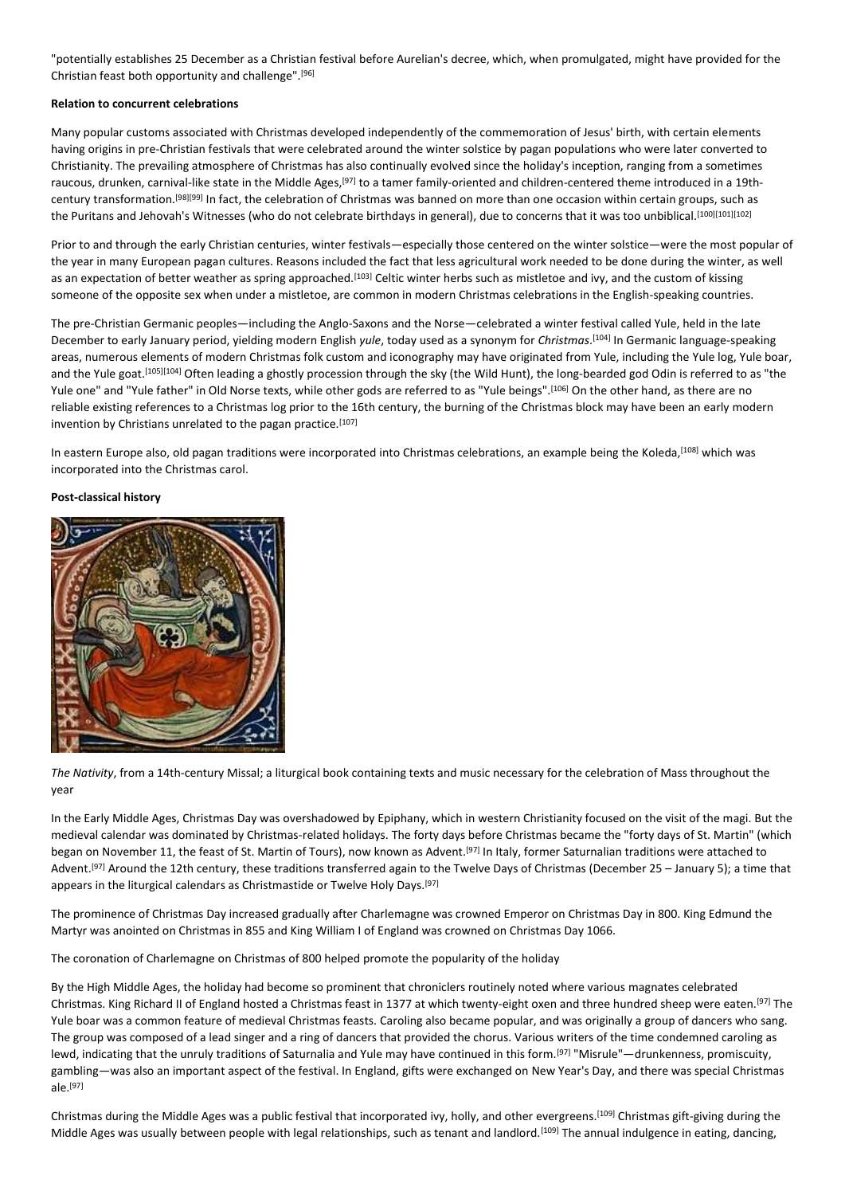"potentially establishes 25 December as a Christian festival before Aurelian's decree, which, when promulgated, might have provided for the Christian feast both opportunity and challenge".[96]

**Relation to concurrent celebrations**

Many popular customs associated with Christmas developed independently of the commemoration of Jesus' birth, with certain elements having origins in pre-Christian festivals that were celebrated around the winter solstice by pagan populations who were later converted to Christianity. The prevailing atmosphere of Christmas has also continually evolved since the holiday's inception, ranging from a sometimes raucous, drunken, carnival-like state in the Middle Ages,[97] to a tamer family-oriented and children-centered theme introduced in a 19th-century transformation.[98][99] In fact, the celebration of Christmas was banned on more than one occasion within certain groups, such as the Puritans and Jehovah's Witnesses (who do not celebrate birthdays in general), due to concerns that it was too unbiblical.[100][101][102]

Prior to and through the early Christian centuries, winter festivals—especially those centered on the winter solstice—were the most popular of the year in many European pagan cultures. Reasons included the fact that less agricultural work needed to be done during the winter, as well as an expectation of better weather as spring approached.[103] Celtic winter herbs such as mistletoe and ivy, and the custom of kissing someone of the opposite sex when under a mistletoe, are common in modern Christmas celebrations in the English-speaking countries.

The pre-Christian Germanic peoples—including the Anglo-Saxons and the Norse—celebrated a winter festival called Yule, held in the late December to early January period, yielding modern English *yule*, today used as a synonym for *Christmas*.[104] In Germanic language-speaking areas, numerous elements of modern Christmas folk custom and iconography may have originated from Yule, including the Yule log, Yule boar, and the Yule goat.[105][104] Often leading a ghostly procession through the sky (the Wild Hunt), the long-bearded god Odin is referred to as "the Yule one" and "Yule father" in Old Norse texts, while other gods are referred to as "Yule beings".[106] On the other hand, as there are no reliable existing references to a Christmas log prior to the 16th century, the burning of the Christmas block may have been an early modern invention by Christians unrelated to the pagan practice.[107]

In eastern Europe also, old pagan traditions were incorporated into Christmas celebrations, an example being the Koleda,[108] which was incorporated into the Christmas carol.

**Post-classical history**

*The Nativity*, from a 14th-century Missal; a liturgical book containing texts and music necessary for the celebration of Mass throughout the year

In the Early Middle Ages, Christmas Day was overshadowed by Epiphany, which in western Christianity focused on the visit of the magi. But the medieval calendar was dominated by Christmas-related holidays. The forty days before Christmas became the "forty days of St. Martin" (which began on November 11, the feast of St. Martin of Tours), now known as Advent.[97] In Italy, former Saturnalian traditions were attached to Advent.[97] Around the 12th century, these traditions transferred again to the Twelve Days of Christmas (December 25 – January 5); a time that appears in the liturgical calendars as Christmastide or Twelve Holy Days.[97]

The prominence of Christmas Day increased gradually after Charlemagne was crowned Emperor on Christmas Day in 800. King Edmund the Martyr was anointed on Christmas in 855 and King William I of England was crowned on Christmas Day 1066.

The coronation of Charlemagne on Christmas of 800 helped promote the popularity of the holiday

By the High Middle Ages, the holiday had become so prominent that chroniclers routinely noted where various magnates celebrated Christmas. King Richard II of England hosted a Christmas feast in 1377 at which twenty-eight oxen and three hundred sheep were eaten.[97] The Yule boar was a common feature of medieval Christmas feasts. Caroling also became popular, and was originally a group of dancers who sang. The group was composed of a lead singer and a ring of dancers that provided the chorus. Various writers of the time condemned caroling as lewd, indicating that the unruly traditions of Saturnalia and Yule may have continued in this form.[97] "Misrule"—drunkenness, promiscuity, gambling—was also an important aspect of the festival. In England, gifts were exchanged on New Year's Day, and there was special Christmas ale.[97]

Christmas during the Middle Ages was a public festival that incorporated ivy, holly, and other evergreens.[109] Christmas gift-giving during the Middle Ages was usually between people with legal relationships, such as tenant and landlord.[109] The annual indulgence in eating, dancing,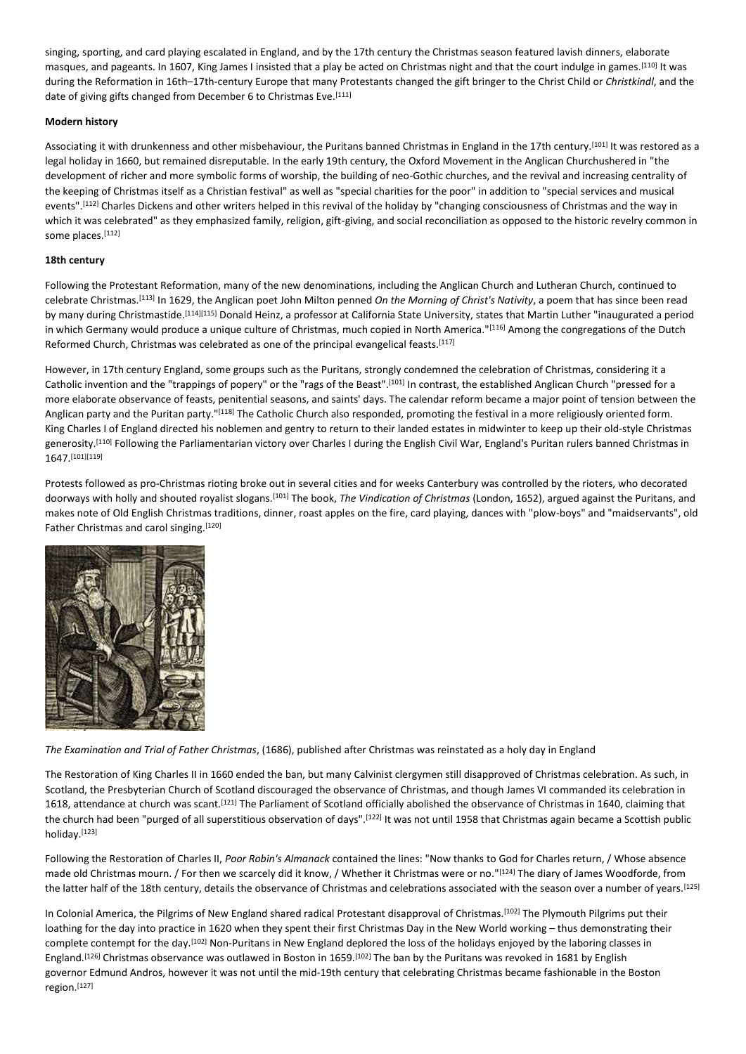singing, sporting, and card playing escalated in England, and by the 17th century the Christmas season featured lavish dinners, elaborate masques, and pageants. In 1607, King James I insisted that a play be acted on Christmas night and that the court indulge in games.[110] It was during the Reformation in 16th–17th-century Europe that many Protestants changed the gift bringer to the Christ Child or *Christkindl*, and the date of giving gifts changed from December 6 to Christmas Eve.[111]

**Modern history**

Associating it with drunkenness and other misbehaviour, the Puritans banned Christmas in England in the 17th century.[101] It was restored as a legal holiday in 1660, but remained disreputable. In the early 19th century, the Oxford Movement in the Anglican Churchushered in "the development of richer and more symbolic forms of worship, the building of neo-Gothic churches, and the revival and increasing centrality of the keeping of Christmas itself as a Christian festival" as well as "special charities for the poor" in addition to "special services and musical events".[112] Charles Dickens and other writers helped in this revival of the holiday by "changing consciousness of Christmas and the way in which it was celebrated" as they emphasized family, religion, gift-giving, and social reconciliation as opposed to the historic revelry common in some places.[112]

**18th century**

Following the Protestant Reformation, many of the new denominations, including the Anglican Church and Lutheran Church, continued to celebrate Christmas.[113] In 1629, the Anglican poet John Milton penned *On the Morning of Christ's Nativity*, a poem that has since been read by many during Christmastide.[114][115] Donald Heinz, a professor at California State University, states that Martin Luther "inaugurated a period in which Germany would produce a unique culture of Christmas, much copied in North America."[116] Among the congregations of the Dutch Reformed Church, Christmas was celebrated as one of the principal evangelical feasts.[117]

However, in 17th century England, some groups such as the Puritans, strongly condemned the celebration of Christmas, considering it a Catholic invention and the "trappings of popery" or the "rags of the Beast".[101] In contrast, the established Anglican Church "pressed for a more elaborate observance of feasts, penitential seasons, and saints' days. The calendar reform became a major point of tension between the Anglican party and the Puritan party."[118] The Catholic Church also responded, promoting the festival in a more religiously oriented form. King Charles I of England directed his noblemen and gentry to return to their landed estates in midwinter to keep up their old-style Christmas generosity.[110] Following the Parliamentarian victory over Charles I during the English Civil War, England's Puritan rulers banned Christmas in 1647.[101][119]

Protests followed as pro-Christmas rioting broke out in several cities and for weeks Canterbury was controlled by the rioters, who decorated doorways with holly and shouted royalist slogans.[101] The book, *The Vindication of Christmas* (London, 1652), argued against the Puritans, and makes note of Old English Christmas traditions, dinner, roast apples on the fire, card playing, dances with "plow-boys" and "maidservants", old Father Christmas and carol singing.[120]

*The Examination and Trial of Father Christmas*, (1686), published after Christmas was reinstated as a holy day in England

The Restoration of King Charles II in 1660 ended the ban, but many Calvinist clergymen still disapproved of Christmas celebration. As such, in Scotland, the Presbyterian Church of Scotland discouraged the observance of Christmas, and though James VI commanded its celebration in 1618, attendance at church was scant.[121] The Parliament of Scotland officially abolished the observance of Christmas in 1640, claiming that the church had been "purged of all superstitious observation of days".[122] It was not until 1958 that Christmas again became a Scottish public holiday.[123]

Following the Restoration of Charles II, *Poor Robin's Almanack* contained the lines: "Now thanks to God for Charles return, / Whose absence made old Christmas mourn. / For then we scarcely did it know, / Whether it Christmas were or no."[124] The diary of James Woodforde, from the latter half of the 18th century, details the observance of Christmas and celebrations associated with the season over a number of years.[125]

In Colonial America, the Pilgrims of New England shared radical Protestant disapproval of Christmas.[102] The Plymouth Pilgrims put their loathing for the day into practice in 1620 when they spent their first Christmas Day in the New World working – thus demonstrating their complete contempt for the day.[102] Non-Puritans in New England deplored the loss of the holidays enjoyed by the laboring classes in England.[126] Christmas observance was outlawed in Boston in 1659.[102] The ban by the Puritans was revoked in 1681 by English governor Edmund Andros, however it was not until the mid-19th century that celebrating Christmas became fashionable in the Boston region.[127]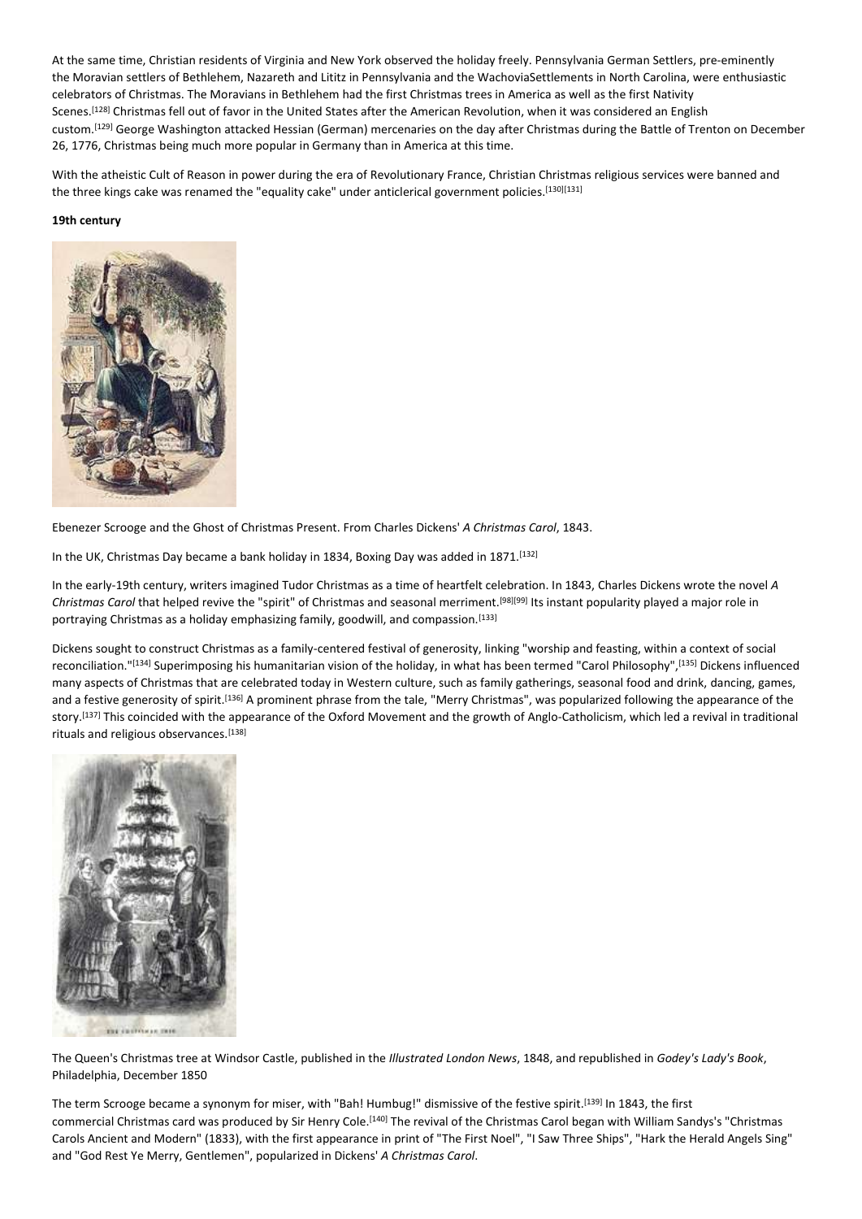At the same time, Christian residents of Virginia and New York observed the holiday freely. Pennsylvania German Settlers, pre-eminently the Moravian settlers of Bethlehem, Nazareth and Lititz in Pennsylvania and the WachoviaSettlements in North Carolina, were enthusiastic celebrators of Christmas. The Moravians in Bethlehem had the first Christmas trees in America as well as the first Nativity Scenes.[128] Christmas fell out of favor in the United States after the American Revolution, when it was considered an English custom.[129] George Washington attacked Hessian (German) mercenaries on the day after Christmas during the Battle of Trenton on December 26, 1776, Christmas being much more popular in Germany than in America at this time.

With the atheistic Cult of Reason in power during the era of Revolutionary France, Christian Christmas religious services were banned and the three kings cake was renamed the "equality cake" under anticlerical government policies.[130][131]

**19th century**

Ebenezer Scrooge and the Ghost of Christmas Present. From Charles Dickens' *A Christmas Carol*, 1843.

In the UK, Christmas Day became a bank holiday in 1834, Boxing Day was added in 1871.[132]

In the early-19th century, writers imagined Tudor Christmas as a time of heartfelt celebration. In 1843, Charles Dickens wrote the novel *A Christmas Carol* that helped revive the "spirit" of Christmas and seasonal merriment.[98][99] Its instant popularity played a major role in portraying Christmas as a holiday emphasizing family, goodwill, and compassion.[133]

Dickens sought to construct Christmas as a family-centered festival of generosity, linking "worship and feasting, within a context of social reconciliation."[134] Superimposing his humanitarian vision of the holiday, in what has been termed "Carol Philosophy",[135] Dickens influenced many aspects of Christmas that are celebrated today in Western culture, such as family gatherings, seasonal food and drink, dancing, games, and a festive generosity of spirit.[136] A prominent phrase from the tale, "Merry Christmas", was popularized following the appearance of the story.[137] This coincided with the appearance of the Oxford Movement and the growth of Anglo-Catholicism, which led a revival in traditional rituals and religious observances.[138]

The Queen's Christmas tree at Windsor Castle, published in the *Illustrated London News*, 1848, and republished in *Godey's Lady's Book*, Philadelphia, December 1850

The term Scrooge became a synonym for miser, with "Bah! Humbug!" dismissive of the festive spirit.[139] In 1843, the first commercial Christmas card was produced by Sir Henry Cole.[140] The revival of the Christmas Carol began with William Sandys's "Christmas Carols Ancient and Modern" (1833), with the first appearance in print of "The First Noel", "I Saw Three Ships", "Hark the Herald Angels Sing" and "God Rest Ye Merry, Gentlemen", popularized in Dickens' *A Christmas Carol*.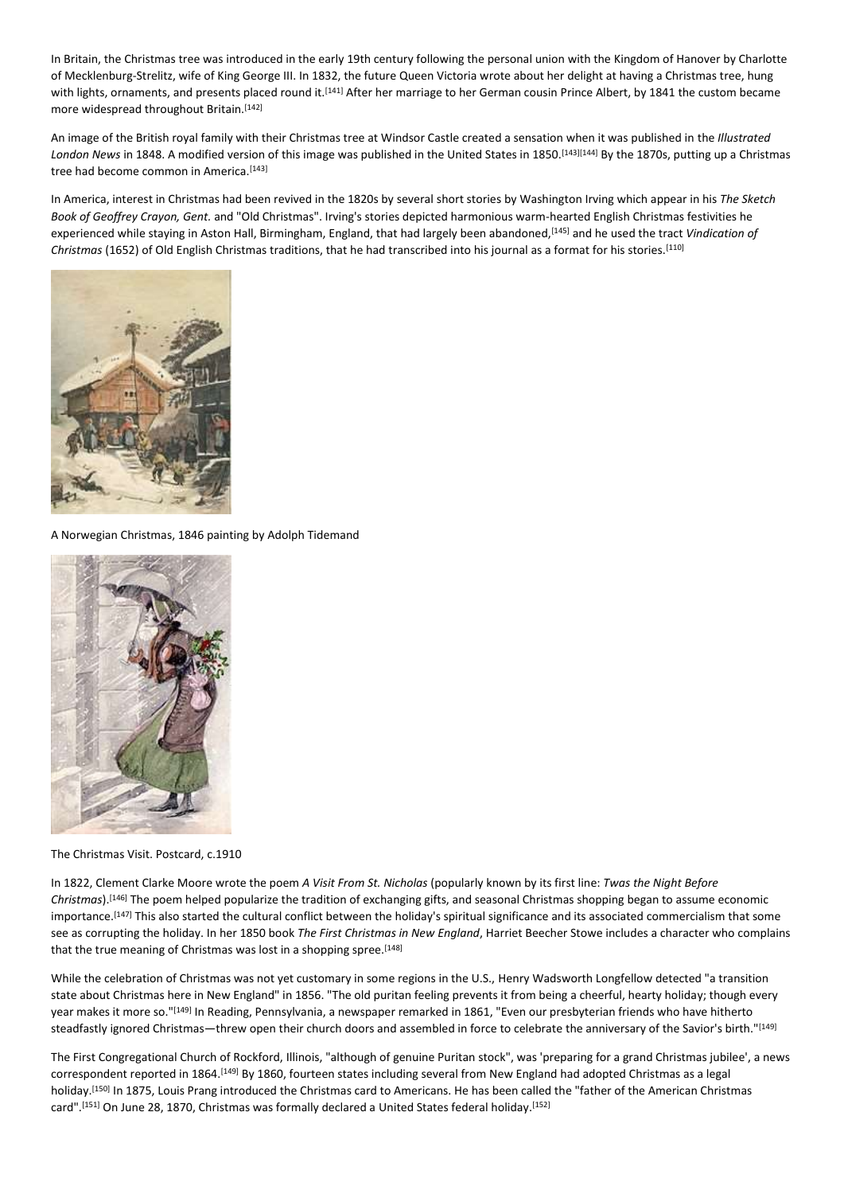In Britain, the Christmas tree was introduced in the early 19th century following the personal union with the Kingdom of Hanover by Charlotte of Mecklenburg-Strelitz, wife of King George III. In 1832, the future Queen Victoria wrote about her delight at having a Christmas tree, hung with lights, ornaments, and presents placed round it.[141] After her marriage to her German cousin Prince Albert, by 1841 the custom became more widespread throughout Britain.[142]

An image of the British royal family with their Christmas tree at Windsor Castle created a sensation when it was published in the *Illustrated London News* in 1848. A modified version of this image was published in the United States in 1850.[143][144] By the 1870s, putting up a Christmas tree had become common in America.[143]

In America, interest in Christmas had been revived in the 1820s by several short stories by Washington Irving which appear in his *The Sketch Book of Geoffrey Crayon, Gent.* and "Old Christmas". Irving's stories depicted harmonious warm-hearted English Christmas festivities he experienced while staying in Aston Hall, Birmingham, England, that had largely been abandoned,[145] and he used the tract *Vindication of Christmas* (1652) of Old English Christmas traditions, that he had transcribed into his journal as a format for his stories.[110]

A Norwegian Christmas, 1846 painting by Adolph Tidemand

The Christmas Visit. Postcard, c.1910

In 1822, Clement Clarke Moore wrote the poem *A Visit From St. Nicholas* (popularly known by its first line: *Twas the Night Before Christmas*).[146] The poem helped popularize the tradition of exchanging gifts, and seasonal Christmas shopping began to assume economic importance.[147] This also started the cultural conflict between the holiday's spiritual significance and its associated commercialism that some see as corrupting the holiday. In her 1850 book *The First Christmas in New England*, Harriet Beecher Stowe includes a character who complains that the true meaning of Christmas was lost in a shopping spree.[148]

While the celebration of Christmas was not yet customary in some regions in the U.S., Henry Wadsworth Longfellow detected "a transition state about Christmas here in New England" in 1856. "The old puritan feeling prevents it from being a cheerful, hearty holiday; though every year makes it more so."[149] In Reading, Pennsylvania, a newspaper remarked in 1861, "Even our presbyterian friends who have hitherto steadfastly ignored Christmas—threw open their church doors and assembled in force to celebrate the anniversary of the Savior's birth."[149]

The First Congregational Church of Rockford, Illinois, "although of genuine Puritan stock", was 'preparing for a grand Christmas jubilee', a news correspondent reported in 1864.[149] By 1860, fourteen states including several from New England had adopted Christmas as a legal holiday.[150] In 1875, Louis Prang introduced the Christmas card to Americans. He has been called the "father of the American Christmas card".[151] On June 28, 1870, Christmas was formally declared a United States federal holiday.[152]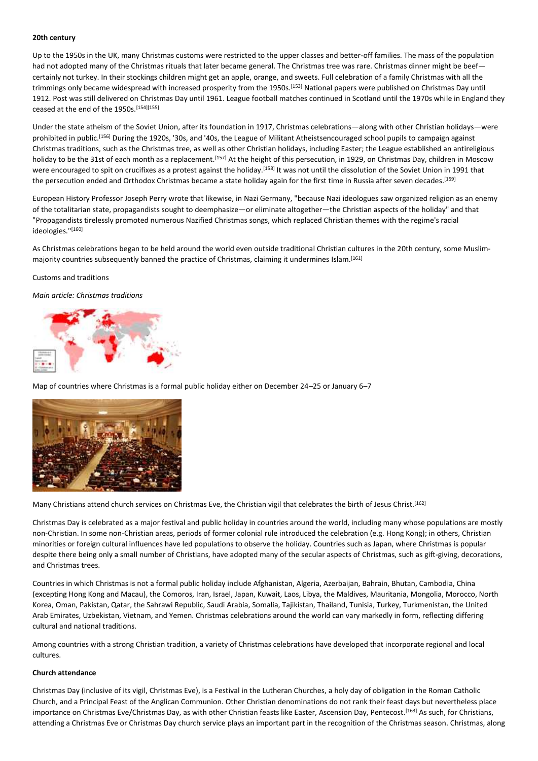**20th century**

Up to the 1950s in the UK, many Christmas customs were restricted to the upper classes and better-off families. The mass of the population had not adopted many of the Christmas rituals that later became general. The Christmas tree was rare. Christmas dinner might be beef—certainly not turkey. In their stockings children might get an apple, orange, and sweets. Full celebration of a family Christmas with all the trimmings only became widespread with increased prosperity from the 1950s.[153] National papers were published on Christmas Day until 1912. Post was still delivered on Christmas Day until 1961. League football matches continued in Scotland until the 1970s while in England they ceased at the end of the 1950s.[154][155]

Under the state atheism of the Soviet Union, after its foundation in 1917, Christmas celebrations—along with other Christian holidays—were prohibited in public.[156] During the 1920s, '30s, and '40s, the League of Militant Atheistsencouraged school pupils to campaign against Christmas traditions, such as the Christmas tree, as well as other Christian holidays, including Easter; the League established an antireligious holiday to be the 31st of each month as a replacement.[157] At the height of this persecution, in 1929, on Christmas Day, children in Moscow were encouraged to spit on crucifixes as a protest against the holiday.[158] It was not until the dissolution of the Soviet Union in 1991 that the persecution ended and Orthodox Christmas became a state holiday again for the first time in Russia after seven decades.[159]

European History Professor Joseph Perry wrote that likewise, in Nazi Germany, "because Nazi ideologues saw organized religion as an enemy of the totalitarian state, propagandists sought to deemphasize—or eliminate altogether—the Christian aspects of the holiday" and that "Propagandists tirelessly promoted numerous Nazified Christmas songs, which replaced Christian themes with the regime's racial ideologies."[160]

As Christmas celebrations began to be held around the world even outside traditional Christian cultures in the 20th century, some Muslim-majority countries subsequently banned the practice of Christmas, claiming it undermines Islam.[161]

Customs and traditions

*Main article: Christmas traditions*

Map of countries where Christmas is a formal public holiday either on December 24–25 or January 6–7

Many Christians attend church services on Christmas Eve, the Christian vigil that celebrates the birth of Jesus Christ.[162]

Christmas Day is celebrated as a major festival and public holiday in countries around the world, including many whose populations are mostly non-Christian. In some non-Christian areas, periods of former colonial rule introduced the celebration (e.g. Hong Kong); in others, Christian minorities or foreign cultural influences have led populations to observe the holiday. Countries such as Japan, where Christmas is popular despite there being only a small number of Christians, have adopted many of the secular aspects of Christmas, such as gift-giving, decorations, and Christmas trees.

Countries in which Christmas is not a formal public holiday include Afghanistan, Algeria, Azerbaijan, Bahrain, Bhutan, Cambodia, China (excepting Hong Kong and Macau), the Comoros, Iran, Israel, Japan, Kuwait, Laos, Libya, the Maldives, Mauritania, Mongolia, Morocco, North Korea, Oman, Pakistan, Qatar, the Sahrawi Republic, Saudi Arabia, Somalia, Tajikistan, Thailand, Tunisia, Turkey, Turkmenistan, the United Arab Emirates, Uzbekistan, Vietnam, and Yemen. Christmas celebrations around the world can vary markedly in form, reflecting differing cultural and national traditions.

Among countries with a strong Christian tradition, a variety of Christmas celebrations have developed that incorporate regional and local cultures.

**Church attendance**

Christmas Day (inclusive of its vigil, Christmas Eve), is a Festival in the Lutheran Churches, a holy day of obligation in the Roman Catholic Church, and a Principal Feast of the Anglican Communion. Other Christian denominations do not rank their feast days but nevertheless place importance on Christmas Eve/Christmas Day, as with other Christian feasts like Easter, Ascension Day, Pentecost.[163] As such, for Christians, attending a Christmas Eve or Christmas Day church service plays an important part in the recognition of the Christmas season. Christmas, along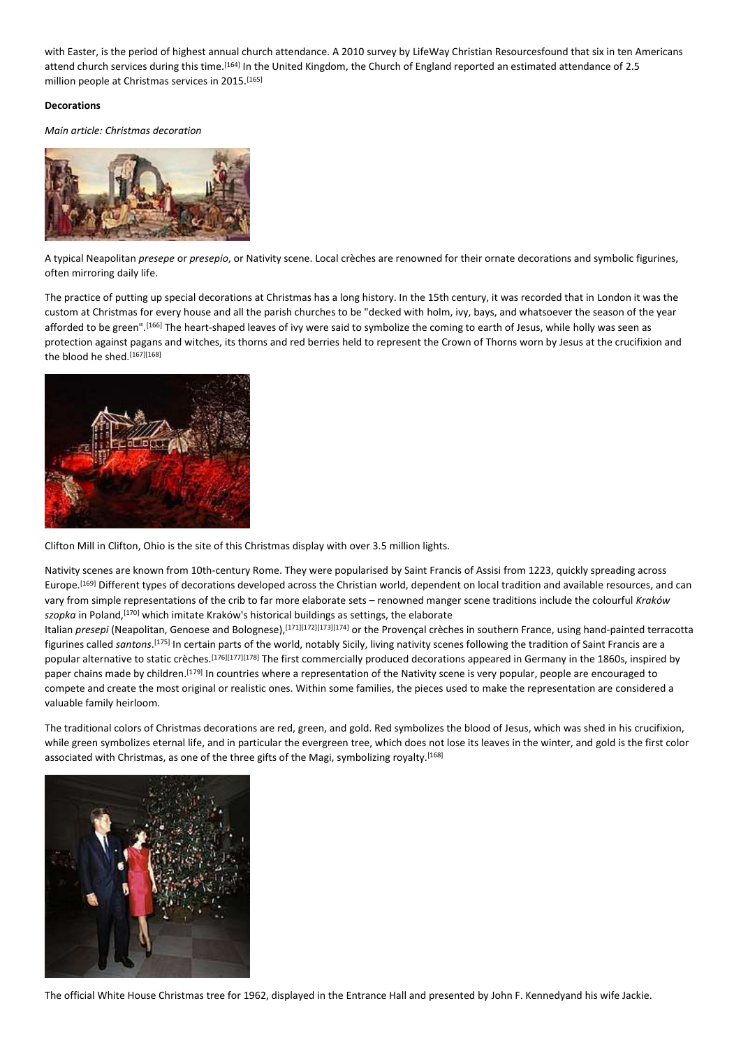with Easter, is the period of highest annual church attendance. A 2010 survey by LifeWay Christian Resourcesfound that six in ten Americans attend church services during this time.[164] In the United Kingdom, the Church of England reported an estimated attendance of 2.5 million people at Christmas services in 2015.[165]

**Decorations**

*Main article: Christmas decoration*

A typical Neapolitan *presepe* or *presepio*, or Nativity scene. Local crèches are renowned for their ornate decorations and symbolic figurines, often mirroring daily life.

The practice of putting up special decorations at Christmas has a long history. In the 15th century, it was recorded that in London it was the custom at Christmas for every house and all the parish churches to be "decked with holm, ivy, bays, and whatsoever the season of the year afforded to be green".[166] The heart-shaped leaves of ivy were said to symbolize the coming to earth of Jesus, while holly was seen as protection against pagans and witches, its thorns and red berries held to represent the Crown of Thorns worn by Jesus at the crucifixion and the blood he shed.[167][168]

Clifton Mill in Clifton, Ohio is the site of this Christmas display with over 3.5 million lights.

Nativity scenes are known from 10th-century Rome. They were popularised by Saint Francis of Assisi from 1223, quickly spreading across Europe.[169] Different types of decorations developed across the Christian world, dependent on local tradition and available resources, and can vary from simple representations of the crib to far more elaborate sets – renowned manger scene traditions include the colourful *Kraków szopka* in Poland,[170] which imitate Kraków's historical buildings as settings, the elaborate Italian *presepi* (Neapolitan, Genoese and Bolognese),[171][172][173][174] or the Provençal crèches in southern France, using hand-painted terracotta figurines called *santons*.[175] In certain parts of the world, notably Sicily, living nativity scenes following the tradition of Saint Francis are a popular alternative to static crèches.[176][177][178] The first commercially produced decorations appeared in Germany in the 1860s, inspired by paper chains made by children.[179] In countries where a representation of the Nativity scene is very popular, people are encouraged to compete and create the most original or realistic ones. Within some families, the pieces used to make the representation are considered a valuable family heirloom.

The traditional colors of Christmas decorations are red, green, and gold. Red symbolizes the blood of Jesus, which was shed in his crucifixion, while green symbolizes eternal life, and in particular the evergreen tree, which does not lose its leaves in the winter, and gold is the first color associated with Christmas, as one of the three gifts of the Magi, symbolizing royalty.[168]

The official White House Christmas tree for 1962, displayed in the Entrance Hall and presented by John F. Kennedyand his wife Jackie.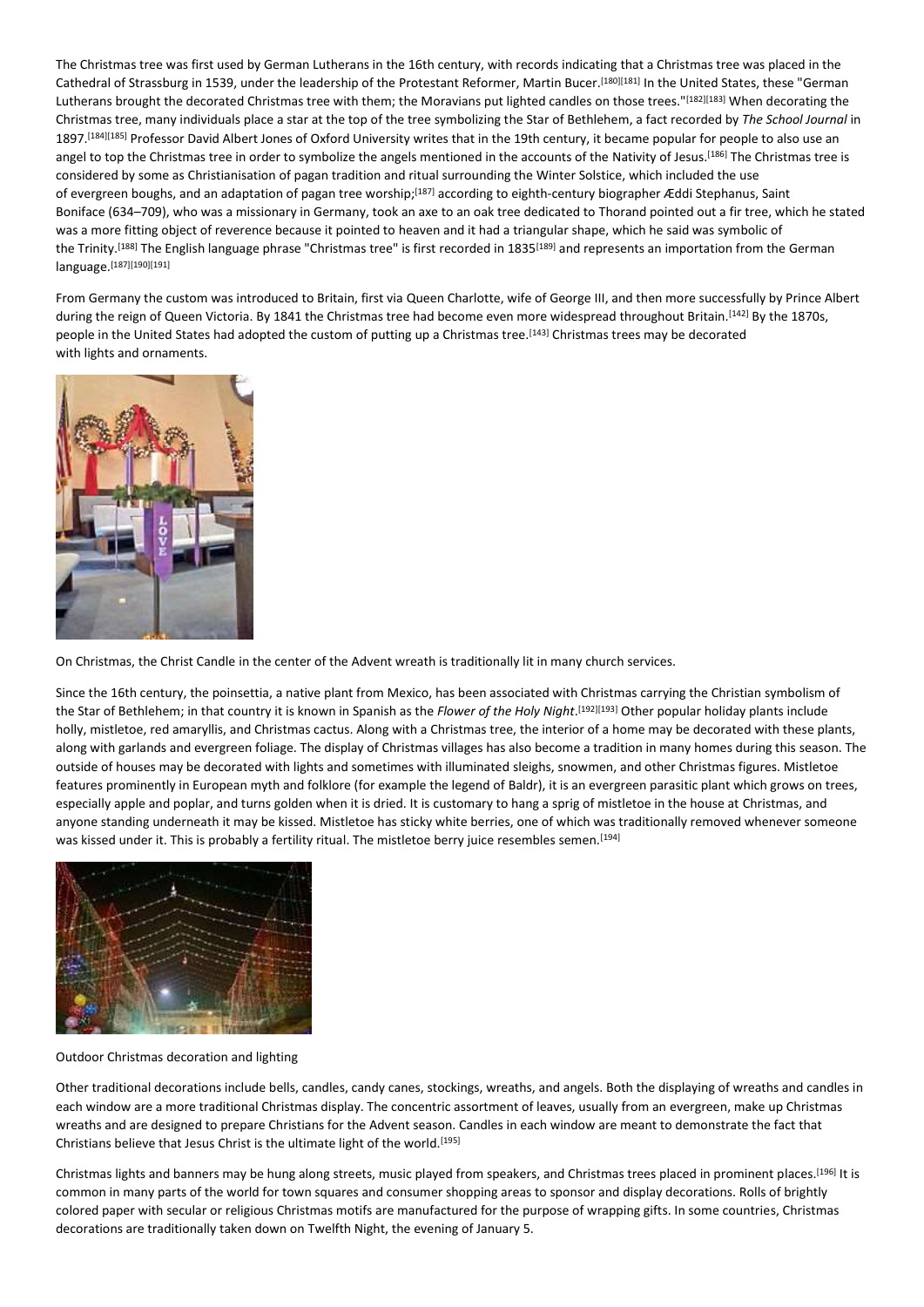The Christmas tree was first used by German Lutherans in the 16th century, with records indicating that a Christmas tree was placed in the Cathedral of Strassburg in 1539, under the leadership of the Protestant Reformer, Martin Bucer.[180][181] In the United States, these "German Lutherans brought the decorated Christmas tree with them; the Moravians put lighted candles on those trees."[182][183] When decorating the Christmas tree, many individuals place a star at the top of the tree symbolizing the Star of Bethlehem, a fact recorded by *The School Journal* in 1897.[184][185] Professor David Albert Jones of Oxford University writes that in the 19th century, it became popular for people to also use an angel to top the Christmas tree in order to symbolize the angels mentioned in the accounts of the Nativity of Jesus.[186] The Christmas tree is considered by some as Christianisation of pagan tradition and ritual surrounding the Winter Solstice, which included the use of evergreen boughs, and an adaptation of pagan tree worship;[187] according to eighth-century biographer Æddi Stephanus, Saint Boniface (634–709), who was a missionary in Germany, took an axe to an oak tree dedicated to Thorand pointed out a fir tree, which he stated was a more fitting object of reverence because it pointed to heaven and it had a triangular shape, which he said was symbolic of the Trinity.[188] The English language phrase "Christmas tree" is first recorded in 1835[189] and represents an importation from the German language.[187][190][191]

From Germany the custom was introduced to Britain, first via Queen Charlotte, wife of George III, and then more successfully by Prince Albert during the reign of Queen Victoria. By 1841 the Christmas tree had become even more widespread throughout Britain.[142] By the 1870s, people in the United States had adopted the custom of putting up a Christmas tree.[143] Christmas trees may be decorated with lights and ornaments.

On Christmas, the Christ Candle in the center of the Advent wreath is traditionally lit in many church services.

Since the 16th century, the poinsettia, a native plant from Mexico, has been associated with Christmas carrying the Christian symbolism of the Star of Bethlehem; in that country it is known in Spanish as the *Flower of the Holy Night*.[192][193] Other popular holiday plants include holly, mistletoe, red amaryllis, and Christmas cactus. Along with a Christmas tree, the interior of a home may be decorated with these plants, along with garlands and evergreen foliage. The display of Christmas villages has also become a tradition in many homes during this season. The outside of houses may be decorated with lights and sometimes with illuminated sleighs, snowmen, and other Christmas figures. Mistletoe features prominently in European myth and folklore (for example the legend of Baldr), it is an evergreen parasitic plant which grows on trees, especially apple and poplar, and turns golden when it is dried. It is customary to hang a sprig of mistletoe in the house at Christmas, and anyone standing underneath it may be kissed. Mistletoe has sticky white berries, one of which was traditionally removed whenever someone was kissed under it. This is probably a fertility ritual. The mistletoe berry juice resembles semen.[194]

Outdoor Christmas decoration and lighting

Other traditional decorations include bells, candles, candy canes, stockings, wreaths, and angels. Both the displaying of wreaths and candles in each window are a more traditional Christmas display. The concentric assortment of leaves, usually from an evergreen, make up Christmas wreaths and are designed to prepare Christians for the Advent season. Candles in each window are meant to demonstrate the fact that Christians believe that Jesus Christ is the ultimate light of the world.[195]

Christmas lights and banners may be hung along streets, music played from speakers, and Christmas trees placed in prominent places.[196] It is common in many parts of the world for town squares and consumer shopping areas to sponsor and display decorations. Rolls of brightly colored paper with secular or religious Christmas motifs are manufactured for the purpose of wrapping gifts. In some countries, Christmas decorations are traditionally taken down on Twelfth Night, the evening of January 5.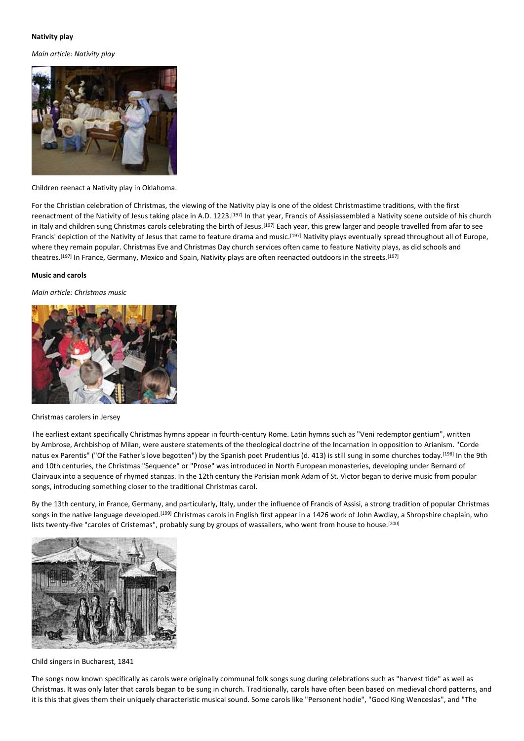**Nativity play**

*Main article: Nativity play*

Children reenact a Nativity play in Oklahoma.

For the Christian celebration of Christmas, the viewing of the Nativity play is one of the oldest Christmastime traditions, with the first reenactment of the Nativity of Jesus taking place in A.D. 1223.[197] In that year, Francis of Assisiassembled a Nativity scene outside of his church in Italy and children sung Christmas carols celebrating the birth of Jesus.[197] Each year, this grew larger and people travelled from afar to see Francis' depiction of the Nativity of Jesus that came to feature drama and music.[197] Nativity plays eventually spread throughout all of Europe, where they remain popular. Christmas Eve and Christmas Day church services often came to feature Nativity plays, as did schools and theatres.[197] In France, Germany, Mexico and Spain, Nativity plays are often reenacted outdoors in the streets.[197]

**Music and carols**

*Main article: Christmas music*

Christmas carolers in Jersey

The earliest extant specifically Christmas hymns appear in fourth-century Rome. Latin hymns such as "Veni redemptor gentium", written by Ambrose, Archbishop of Milan, were austere statements of the theological doctrine of the Incarnation in opposition to Arianism. "Corde natus ex Parentis" ("Of the Father's love begotten") by the Spanish poet Prudentius (d. 413) is still sung in some churches today.[198] In the 9th and 10th centuries, the Christmas "Sequence" or "Prose" was introduced in North European monasteries, developing under Bernard of Clairvaux into a sequence of rhymed stanzas. In the 12th century the Parisian monk Adam of St. Victor began to derive music from popular songs, introducing something closer to the traditional Christmas carol.

By the 13th century, in France, Germany, and particularly, Italy, under the influence of Francis of Assisi, a strong tradition of popular Christmas songs in the native language developed.[199] Christmas carols in English first appear in a 1426 work of John Awdlay, a Shropshire chaplain, who lists twenty-five "caroles of Cristemas", probably sung by groups of wassailers, who went from house to house.[200]

Child singers in Bucharest, 1841

The songs now known specifically as carols were originally communal folk songs sung during celebrations such as "harvest tide" as well as Christmas. It was only later that carols began to be sung in church. Traditionally, carols have often been based on medieval chord patterns, and it is this that gives them their uniquely characteristic musical sound. Some carols like "Personent hodie", "Good King Wenceslas", and "The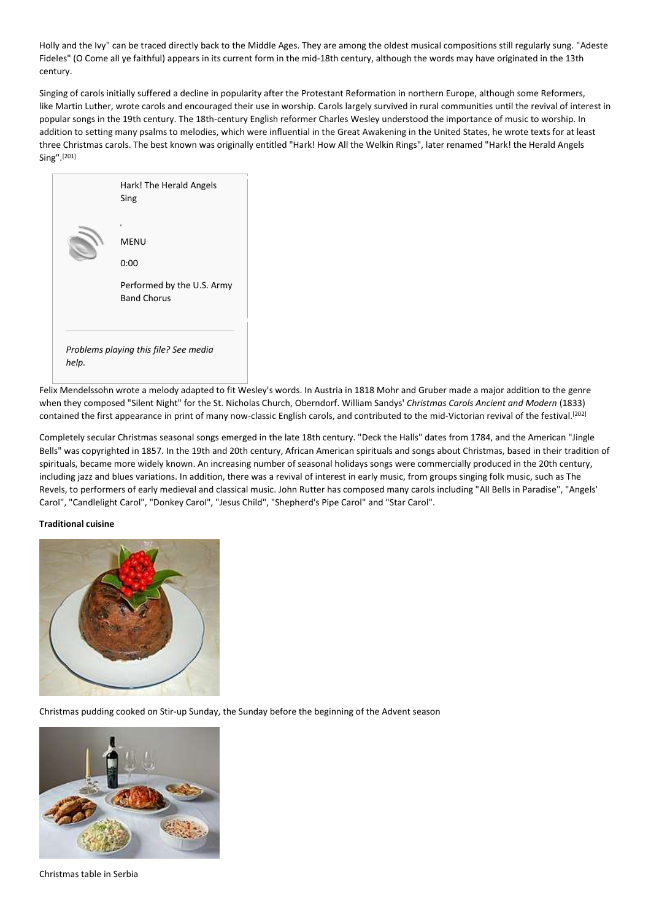Holly and the Ivy" can be traced directly back to the Middle Ages. They are among the oldest musical compositions still regularly sung. "Adeste Fideles" (O Come all ye faithful) appears in its current form in the mid-18th century, although the words may have originated in the 13th century.

Singing of carols initially suffered a decline in popularity after the Protestant Reformation in northern Europe, although some Reformers, like Martin Luther, wrote carols and encouraged their use in worship. Carols largely survived in rural communities until the revival of interest in popular songs in the 19th century. The 18th-century English reformer Charles Wesley understood the importance of music to worship. In addition to setting many psalms to melodies, which were influential in the Great Awakening in the United States, he wrote texts for at least three Christmas carols. The best known was originally entitled "Hark! How All the Welkin Rings", later renamed "Hark! the Herald Angels Sing".[201]

Hark! The Herald Angels Sing

MENU

0:00

Performed by the U.S. Army Band Chorus

*Problems playing this file? See media help.*

Felix Mendelssohn wrote a melody adapted to fit Wesley's words. In Austria in 1818 Mohr and Gruber made a major addition to the genre when they composed "Silent Night" for the St. Nicholas Church, Oberndorf. William Sandys' *Christmas Carols Ancient and Modern* (1833) contained the first appearance in print of many now-classic English carols, and contributed to the mid-Victorian revival of the festival.[202]

Completely secular Christmas seasonal songs emerged in the late 18th century. "Deck the Halls" dates from 1784, and the American "Jingle Bells" was copyrighted in 1857. In the 19th and 20th century, African American spirituals and songs about Christmas, based in their tradition of spirituals, became more widely known. An increasing number of seasonal holidays songs were commercially produced in the 20th century, including jazz and blues variations. In addition, there was a revival of interest in early music, from groups singing folk music, such as The Revels, to performers of early medieval and classical music. John Rutter has composed many carols including "All Bells in Paradise", "Angels' Carol", "Candlelight Carol", "Donkey Carol", "Jesus Child", "Shepherd's Pipe Carol" and "Star Carol".

**Traditional cuisine**

Christmas pudding cooked on Stir-up Sunday, the Sunday before the beginning of the Advent season

Christmas table in Serbia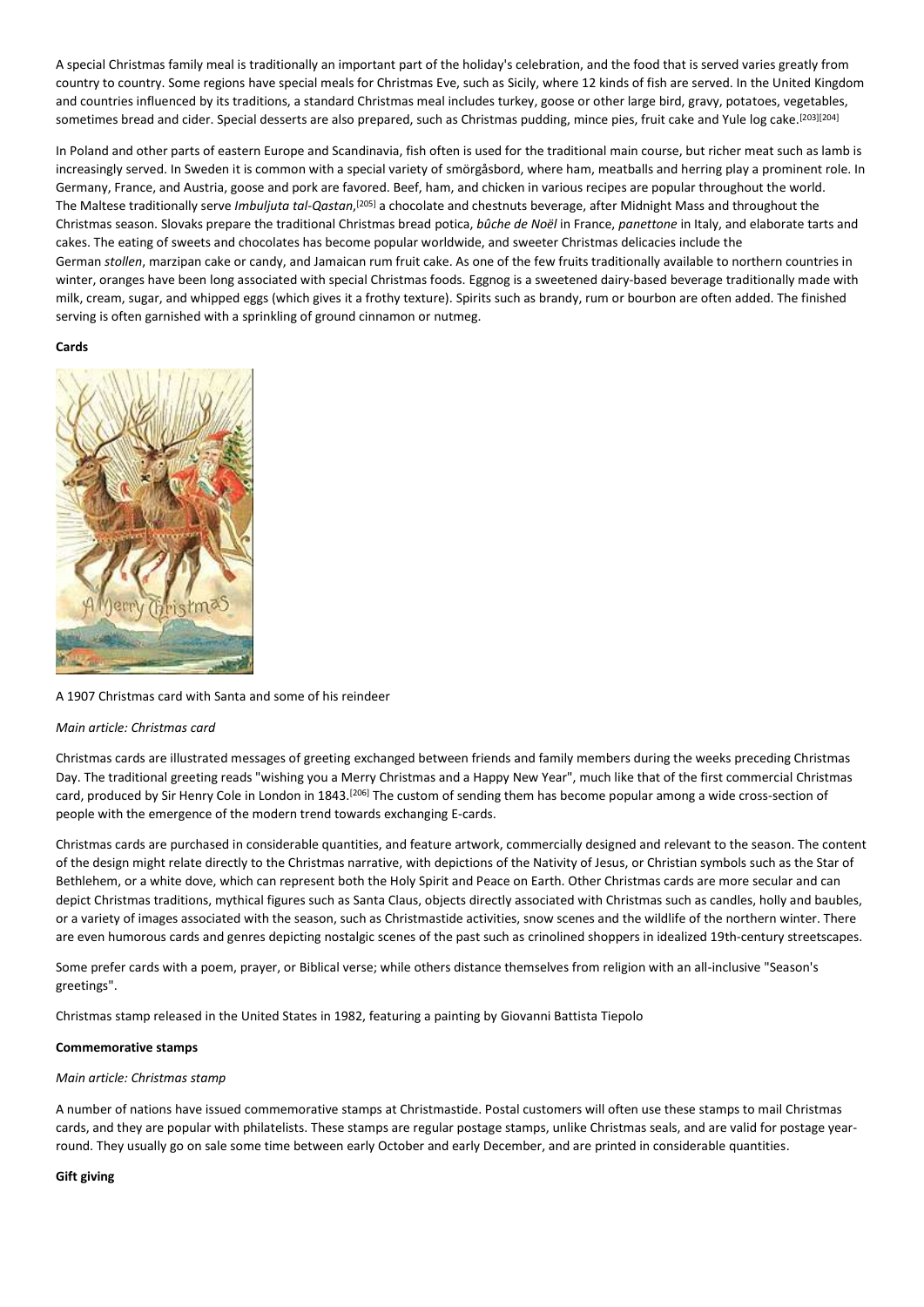A special Christmas family meal is traditionally an important part of the holiday's celebration, and the food that is served varies greatly from country to country. Some regions have special meals for Christmas Eve, such as Sicily, where 12 kinds of fish are served. In the United Kingdom and countries influenced by its traditions, a standard Christmas meal includes turkey, goose or other large bird, gravy, potatoes, vegetables, sometimes bread and cider. Special desserts are also prepared, such as Christmas pudding, mince pies, fruit cake and Yule log cake.[203][204]

In Poland and other parts of eastern Europe and Scandinavia, fish often is used for the traditional main course, but richer meat such as lamb is increasingly served. In Sweden it is common with a special variety of smörgåsbord, where ham, meatballs and herring play a prominent role. In Germany, France, and Austria, goose and pork are favored. Beef, ham, and chicken in various recipes are popular throughout the world. The Maltese traditionally serve *Imbuljuta tal-Qastan*,[205] a chocolate and chestnuts beverage, after Midnight Mass and throughout the Christmas season. Slovaks prepare the traditional Christmas bread potica, *bûche de Noël* in France, *panettone* in Italy, and elaborate tarts and cakes. The eating of sweets and chocolates has become popular worldwide, and sweeter Christmas delicacies include the German *stollen*, marzipan cake or candy, and Jamaican rum fruit cake. As one of the few fruits traditionally available to northern countries in winter, oranges have been long associated with special Christmas foods. Eggnog is a sweetened dairy-based beverage traditionally made with milk, cream, sugar, and whipped eggs (which gives it a frothy texture). Spirits such as brandy, rum or bourbon are often added. The finished serving is often garnished with a sprinkling of ground cinnamon or nutmeg.

**Cards**

A 1907 Christmas card with Santa and some of his reindeer

*Main article: Christmas card*

Christmas cards are illustrated messages of greeting exchanged between friends and family members during the weeks preceding Christmas Day. The traditional greeting reads "wishing you a Merry Christmas and a Happy New Year", much like that of the first commercial Christmas card, produced by Sir Henry Cole in London in 1843.[206] The custom of sending them has become popular among a wide cross-section of people with the emergence of the modern trend towards exchanging E-cards.

Christmas cards are purchased in considerable quantities, and feature artwork, commercially designed and relevant to the season. The content of the design might relate directly to the Christmas narrative, with depictions of the Nativity of Jesus, or Christian symbols such as the Star of Bethlehem, or a white dove, which can represent both the Holy Spirit and Peace on Earth. Other Christmas cards are more secular and can depict Christmas traditions, mythical figures such as Santa Claus, objects directly associated with Christmas such as candles, holly and baubles, or a variety of images associated with the season, such as Christmastide activities, snow scenes and the wildlife of the northern winter. There are even humorous cards and genres depicting nostalgic scenes of the past such as crinolined shoppers in idealized 19th-century streetscapes.

Some prefer cards with a poem, prayer, or Biblical verse; while others distance themselves from religion with an all-inclusive "Season's greetings".

Christmas stamp released in the United States in 1982, featuring a painting by Giovanni Battista Tiepolo

**Commemorative stamps**

*Main article: Christmas stamp*

A number of nations have issued commemorative stamps at Christmastide. Postal customers will often use these stamps to mail Christmas cards, and they are popular with philatelists. These stamps are regular postage stamps, unlike Christmas seals, and are valid for postage year-round. They usually go on sale some time between early October and early December, and are printed in considerable quantities.

**Gift giving**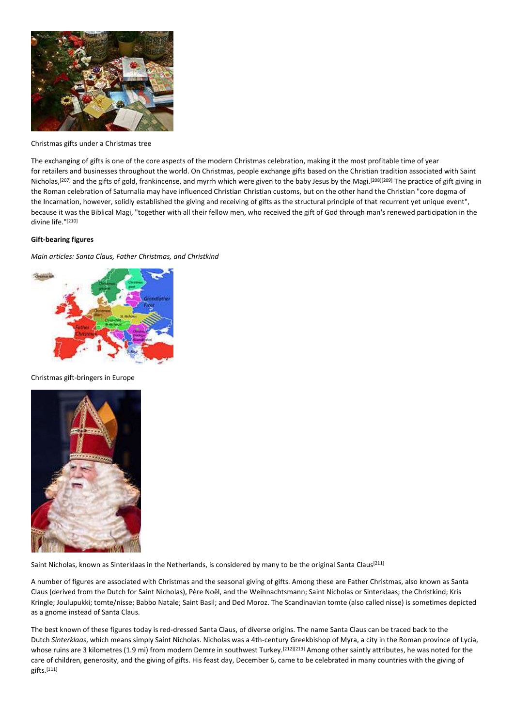Christmas gifts under a Christmas tree

The exchanging of gifts is one of the core aspects of the modern Christmas celebration, making it the most profitable time of year for retailers and businesses throughout the world. On Christmas, people exchange gifts based on the Christian tradition associated with Saint Nicholas,[207] and the gifts of gold, frankincense, and myrrh which were given to the baby Jesus by the Magi.[208][209] The practice of gift giving in the Roman celebration of Saturnalia may have influenced Christian Christian customs, but on the other hand the Christian "core dogma of the Incarnation, however, solidly established the giving and receiving of gifts as the structural principle of that recurrent yet unique event", because it was the Biblical Magi, "together with all their fellow men, who received the gift of God through man's renewed participation in the divine life."[210]

**Gift-bearing figures**

*Main articles: Santa Claus, Father Christmas, and Christkind*

Christmas gift-bringers in Europe

Saint Nicholas, known as Sinterklaas in the Netherlands, is considered by many to be the original Santa Claus[211]

A number of figures are associated with Christmas and the seasonal giving of gifts. Among these are Father Christmas, also known as Santa Claus (derived from the Dutch for Saint Nicholas), Père Noël, and the Weihnachtsmann; Saint Nicholas or Sinterklaas; the Christkind; Kris Kringle; Joulupukki; tomte/nisse; Babbo Natale; Saint Basil; and Ded Moroz. The Scandinavian tomte (also called nisse) is sometimes depicted as a gnome instead of Santa Claus.

The best known of these figures today is red-dressed Santa Claus, of diverse origins. The name Santa Claus can be traced back to the Dutch *Sinterklaas*, which means simply Saint Nicholas. Nicholas was a 4th-century Greekbishop of Myra, a city in the Roman province of Lycia, whose ruins are 3 kilometres (1.9 mi) from modern Demre in southwest Turkey.[212][213] Among other saintly attributes, he was noted for the care of children, generosity, and the giving of gifts. His feast day, December 6, came to be celebrated in many countries with the giving of gifts.[111]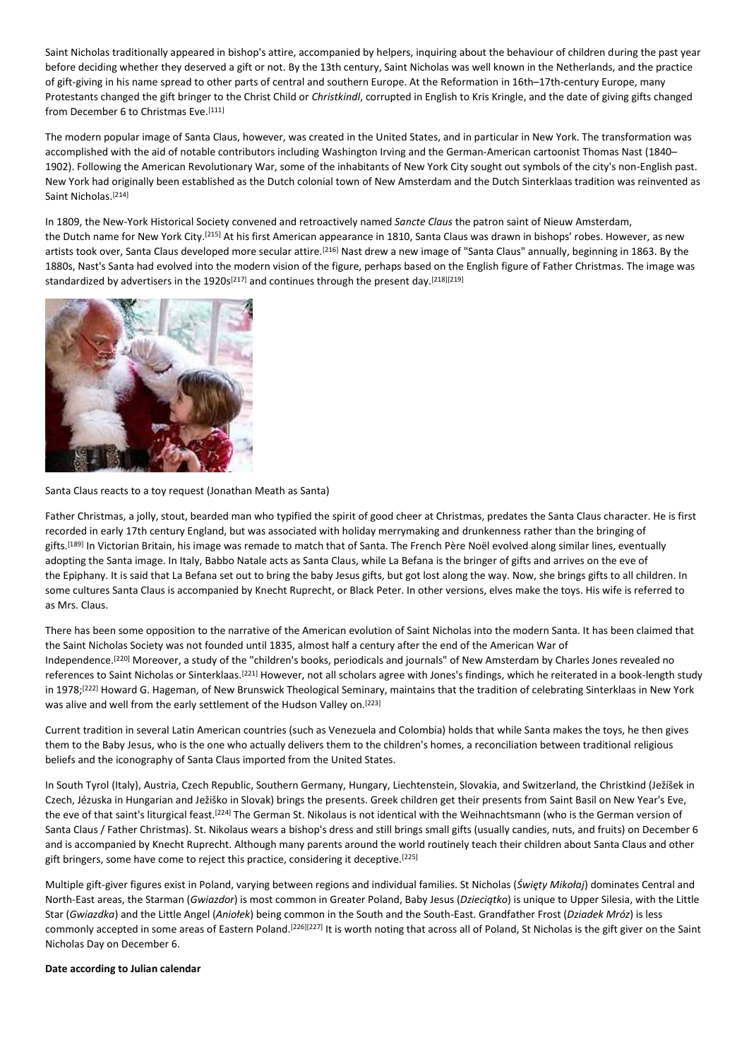Saint Nicholas traditionally appeared in bishop's attire, accompanied by helpers, inquiring about the behaviour of children during the past year before deciding whether they deserved a gift or not. By the 13th century, Saint Nicholas was well known in the Netherlands, and the practice of gift-giving in his name spread to other parts of central and southern Europe. At the Reformation in 16th–17th-century Europe, many Protestants changed the gift bringer to the Christ Child or *Christkindl*, corrupted in English to Kris Kringle, and the date of giving gifts changed from December 6 to Christmas Eve.[111]

The modern popular image of Santa Claus, however, was created in the United States, and in particular in New York. The transformation was accomplished with the aid of notable contributors including Washington Irving and the German-American cartoonist Thomas Nast (1840–1902). Following the American Revolutionary War, some of the inhabitants of New York City sought out symbols of the city's non-English past. New York had originally been established as the Dutch colonial town of New Amsterdam and the Dutch Sinterklaas tradition was reinvented as Saint Nicholas.[214]

In 1809, the New-York Historical Society convened and retroactively named *Sancte Claus* the patron saint of Nieuw Amsterdam, the Dutch name for New York City.[215] At his first American appearance in 1810, Santa Claus was drawn in bishops' robes. However, as new artists took over, Santa Claus developed more secular attire.[216] Nast drew a new image of "Santa Claus" annually, beginning in 1863. By the 1880s, Nast's Santa had evolved into the modern vision of the figure, perhaps based on the English figure of Father Christmas. The image was standardized by advertisers in the 1920s[217] and continues through the present day.[218][219]

Santa Claus reacts to a toy request (Jonathan Meath as Santa)

Father Christmas, a jolly, stout, bearded man who typified the spirit of good cheer at Christmas, predates the Santa Claus character. He is first recorded in early 17th century England, but was associated with holiday merrymaking and drunkenness rather than the bringing of gifts.[189] In Victorian Britain, his image was remade to match that of Santa. The French Père Noël evolved along similar lines, eventually adopting the Santa image. In Italy, Babbo Natale acts as Santa Claus, while La Befana is the bringer of gifts and arrives on the eve of the Epiphany. It is said that La Befana set out to bring the baby Jesus gifts, but got lost along the way. Now, she brings gifts to all children. In some cultures Santa Claus is accompanied by Knecht Ruprecht, or Black Peter. In other versions, elves make the toys. His wife is referred to as Mrs. Claus.

There has been some opposition to the narrative of the American evolution of Saint Nicholas into the modern Santa. It has been claimed that the Saint Nicholas Society was not founded until 1835, almost half a century after the end of the American War of Independence.[220] Moreover, a study of the "children's books, periodicals and journals" of New Amsterdam by Charles Jones revealed no references to Saint Nicholas or Sinterklaas.[221] However, not all scholars agree with Jones's findings, which he reiterated in a book-length study in 1978;[222] Howard G. Hageman, of New Brunswick Theological Seminary, maintains that the tradition of celebrating Sinterklaas in New York was alive and well from the early settlement of the Hudson Valley on.[223]

Current tradition in several Latin American countries (such as Venezuela and Colombia) holds that while Santa makes the toys, he then gives them to the Baby Jesus, who is the one who actually delivers them to the children's homes, a reconciliation between traditional religious beliefs and the iconography of Santa Claus imported from the United States.

In South Tyrol (Italy), Austria, Czech Republic, Southern Germany, Hungary, Liechtenstein, Slovakia, and Switzerland, the Christkind (Ježíšek in Czech, Jézuska in Hungarian and Ježiško in Slovak) brings the presents. Greek children get their presents from Saint Basil on New Year's Eve, the eve of that saint's liturgical feast.[224] The German St. Nikolaus is not identical with the Weihnachtsmann (who is the German version of Santa Claus / Father Christmas). St. Nikolaus wears a bishop's dress and still brings small gifts (usually candies, nuts, and fruits) on December 6 and is accompanied by Knecht Ruprecht. Although many parents around the world routinely teach their children about Santa Claus and other gift bringers, some have come to reject this practice, considering it deceptive.[225]

Multiple gift-giver figures exist in Poland, varying between regions and individual families. St Nicholas (*Święty Mikołaj*) dominates Central and North-East areas, the Starman (*Gwiazdor*) is most common in Greater Poland, Baby Jesus (*Dzieciątko*) is unique to Upper Silesia, with the Little Star (*Gwiazdka*) and the Little Angel (*Aniołek*) being common in the South and the South-East. Grandfather Frost (*Dziadek Mróz*) is less commonly accepted in some areas of Eastern Poland.[226][227] It is worth noting that across all of Poland, St Nicholas is the gift giver on the Saint Nicholas Day on December 6.

**Date according to Julian calendar**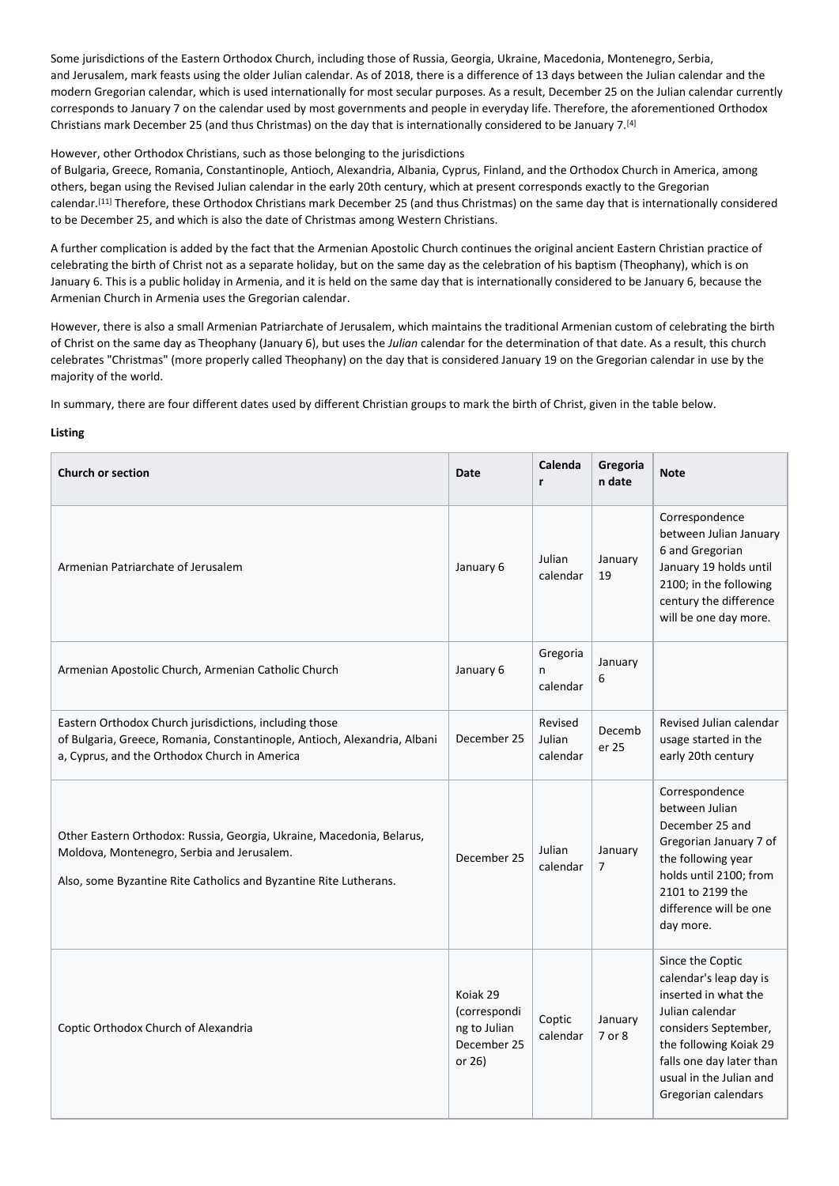Some jurisdictions of the Eastern Orthodox Church, including those of Russia, Georgia, Ukraine, Macedonia, Montenegro, Serbia, and Jerusalem, mark feasts using the older Julian calendar. As of 2018, there is a difference of 13 days between the Julian calendar and the modern Gregorian calendar, which is used internationally for most secular purposes. As a result, December 25 on the Julian calendar currently corresponds to January 7 on the calendar used by most governments and people in everyday life. Therefore, the aforementioned Orthodox Christians mark December 25 (and thus Christmas) on the day that is internationally considered to be January 7.[4]

However, other Orthodox Christians, such as those belonging to the jurisdictions of Bulgaria, Greece, Romania, Constantinople, Antioch, Alexandria, Albania, Cyprus, Finland, and the Orthodox Church in America, among others, began using the Revised Julian calendar in the early 20th century, which at present corresponds exactly to the Gregorian calendar.[11] Therefore, these Orthodox Christians mark December 25 (and thus Christmas) on the same day that is internationally considered to be December 25, and which is also the date of Christmas among Western Christians.

A further complication is added by the fact that the Armenian Apostolic Church continues the original ancient Eastern Christian practice of celebrating the birth of Christ not as a separate holiday, but on the same day as the celebration of his baptism (Theophany), which is on January 6. This is a public holiday in Armenia, and it is held on the same day that is internationally considered to be January 6, because the Armenian Church in Armenia uses the Gregorian calendar.

However, there is also a small Armenian Patriarchate of Jerusalem, which maintains the traditional Armenian custom of celebrating the birth of Christ on the same day as Theophany (January 6), but uses the *Julian* calendar for the determination of that date. As a result, this church celebrates "Christmas" (more properly called Theophany) on the day that is considered January 19 on the Gregorian calendar in use by the majority of the world.

In summary, there are four different dates used by different Christian groups to mark the birth of Christ, given in the table below.

**Listing**

| Church or section | Date | Calendar | Gregorian date | Note |
|---|---|---|---|---|
| Armenian Patriarchate of Jerusalem | January 6 | Julian calendar | January 19 | Correspondence between Julian January 6 and Gregorian January 19 holds until 2100; in the following century the difference will be one day more. |
| Armenian Apostolic Church, Armenian Catholic Church | January 6 | Gregorian calendar | January 6 | |
| Eastern Orthodox Church jurisdictions, including those of Bulgaria, Greece, Romania, Constantinople, Antioch, Alexandria, Albania, Cyprus, and the Orthodox Church in America | December 25 | Revised Julian calendar | December 25 | Revised Julian calendar usage started in the early 20th century |
| Other Eastern Orthodox: Russia, Georgia, Ukraine, Macedonia, Belarus, Moldova, Montenegro, Serbia and Jerusalem.<br><br>Also, some Byzantine Rite Catholics and Byzantine Rite Lutherans. | December 25 | Julian calendar | January 7 | Correspondence between Julian December 25 and Gregorian January 7 of the following year holds until 2100; from 2101 to 2199 the difference will be one day more. |
| Coptic Orthodox Church of Alexandria | Koiak 29 (corresponding to Julian December 25 or 26) | Coptic calendar | January 7 or 8 | Since the Coptic calendar's leap day is inserted in what the Julian calendar considers September, the following Koiak 29 falls one day later than usual in the Julian and Gregorian calendars |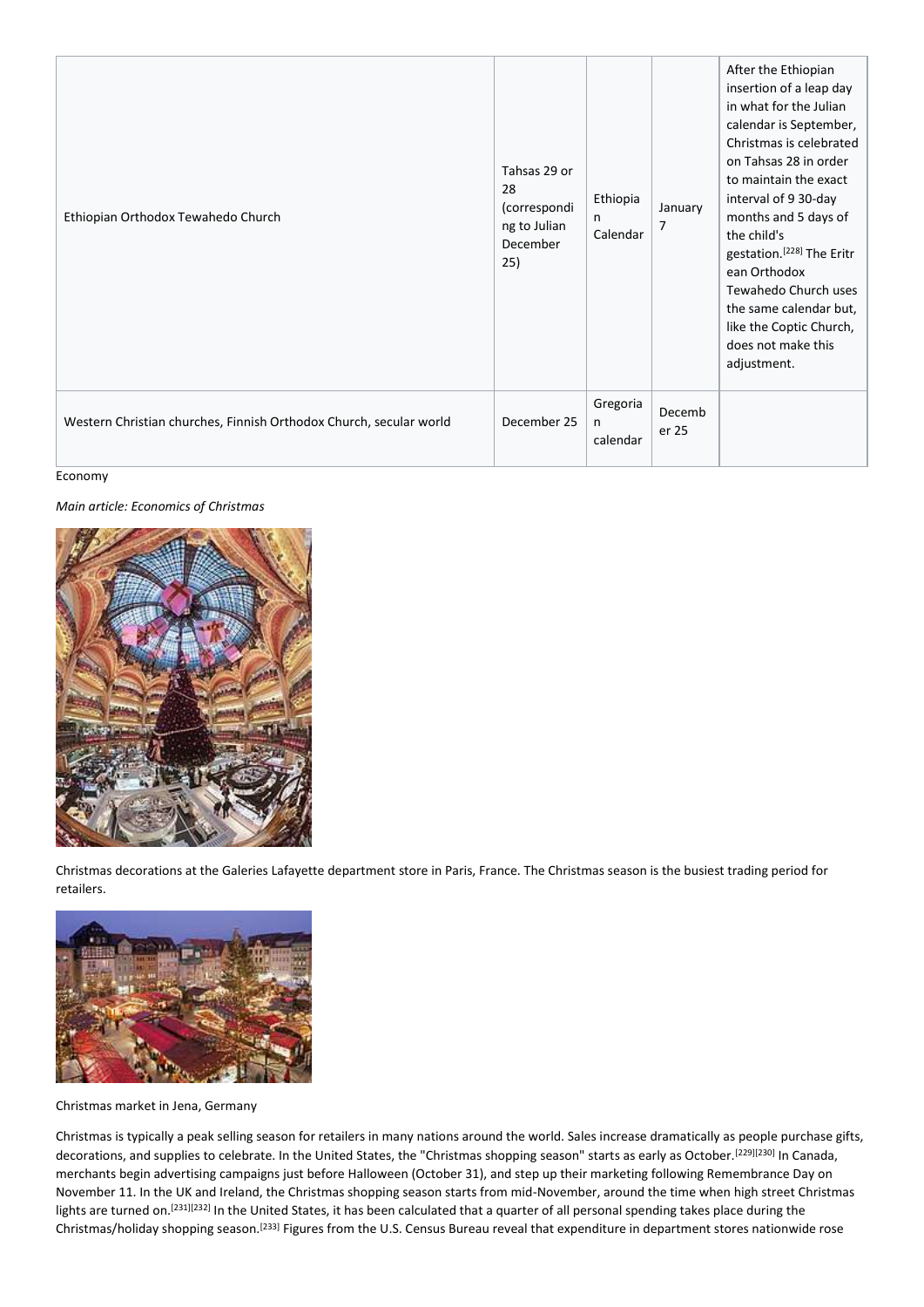| Ethiopian Orthodox Tewahedo Church | Tahsas 29 or 28 (corresponding to Julian December 25) | Ethiopian Calendar | January 7 | After the Ethiopian insertion of a leap day in what for the Julian calendar is September, Christmas is celebrated on Tahsas 28 in order to maintain the exact interval of 9 30-day months and 5 days of the child's gestation.[228] The Eritrean Orthodox Tewahedo Church uses the same calendar but, like the Coptic Church, does not make this adjustment. |
|---|---|---|---|---|
| Western Christian churches, Finnish Orthodox Church, secular world | December 25 | Gregorian calendar | December 25 | |

Economy

*Main article: Economics of Christmas*

Christmas decorations at the Galeries Lafayette department store in Paris, France. The Christmas season is the busiest trading period for retailers.

Christmas market in Jena, Germany

Christmas is typically a peak selling season for retailers in many nations around the world. Sales increase dramatically as people purchase gifts, decorations, and supplies to celebrate. In the United States, the "Christmas shopping season" starts as early as October.[229][230] In Canada, merchants begin advertising campaigns just before Halloween (October 31), and step up their marketing following Remembrance Day on November 11. In the UK and Ireland, the Christmas shopping season starts from mid-November, around the time when high street Christmas lights are turned on.[231][232] In the United States, it has been calculated that a quarter of all personal spending takes place during the Christmas/holiday shopping season.[233] Figures from the U.S. Census Bureau reveal that expenditure in department stores nationwide rose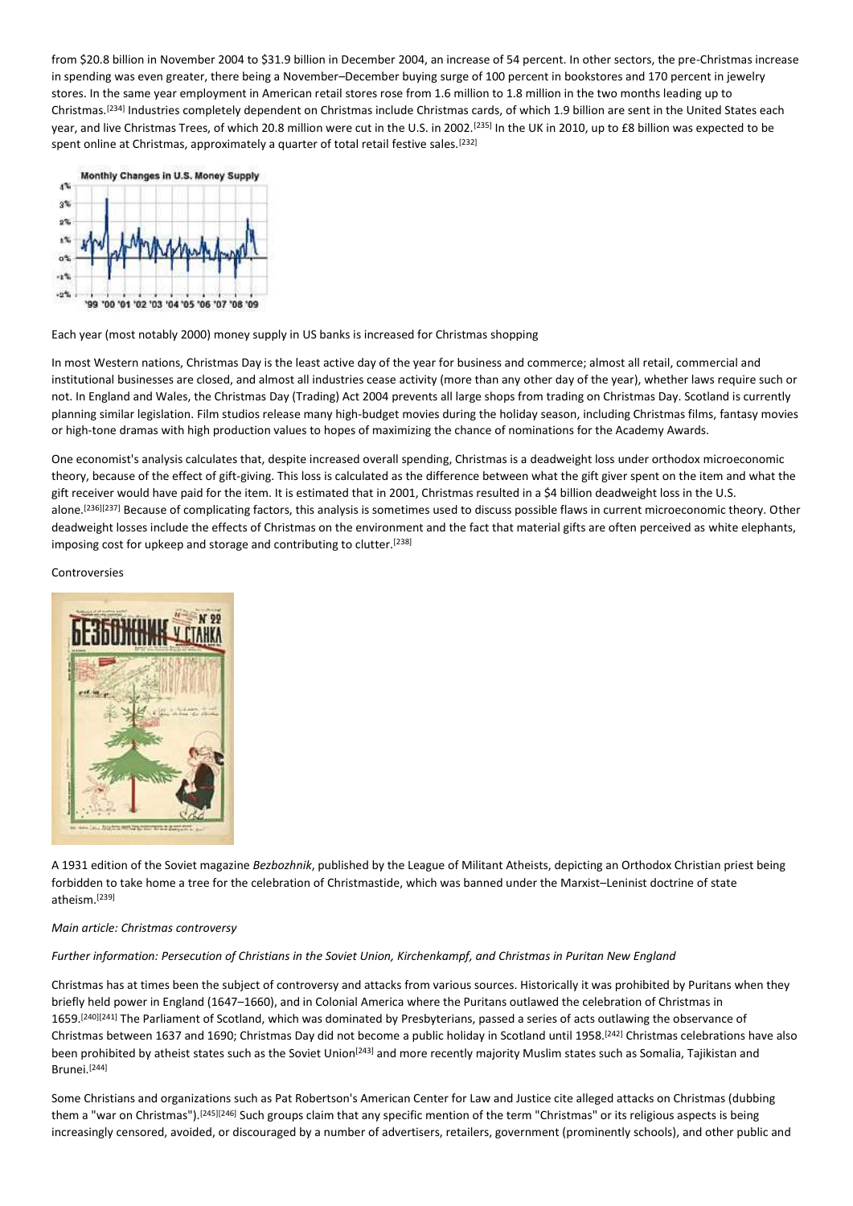from $20.8 billion in November 2004 to $31.9 billion in December 2004, an increase of 54 percent. In other sectors, the pre-Christmas increase in spending was even greater, there being a November–December buying surge of 100 percent in bookstores and 170 percent in jewelry stores. In the same year employment in American retail stores rose from 1.6 million to 1.8 million in the two months leading up to Christmas.[234] Industries completely dependent on Christmas include Christmas cards, of which 1.9 billion are sent in the United States each year, and live Christmas Trees, of which 20.8 million were cut in the U.S. in 2002.[235] In the UK in 2010, up to £8 billion was expected to be spent online at Christmas, approximately a quarter of total retail festive sales.[232]

Each year (most notably 2000) money supply in US banks is increased for Christmas shopping

In most Western nations, Christmas Day is the least active day of the year for business and commerce; almost all retail, commercial and institutional businesses are closed, and almost all industries cease activity (more than any other day of the year), whether laws require such or not. In England and Wales, the Christmas Day (Trading) Act 2004 prevents all large shops from trading on Christmas Day. Scotland is currently planning similar legislation. Film studios release many high-budget movies during the holiday season, including Christmas films, fantasy movies or high-tone dramas with high production values to hopes of maximizing the chance of nominations for the Academy Awards.

One economist's analysis calculates that, despite increased overall spending, Christmas is a deadweight loss under orthodox microeconomic theory, because of the effect of gift-giving. This loss is calculated as the difference between what the gift giver spent on the item and what the gift receiver would have paid for the item. It is estimated that in 2001, Christmas resulted in a $4 billion deadweight loss in the U.S. alone.[236][237] Because of complicating factors, this analysis is sometimes used to discuss possible flaws in current microeconomic theory. Other deadweight losses include the effects of Christmas on the environment and the fact that material gifts are often perceived as white elephants, imposing cost for upkeep and storage and contributing to clutter.[238]

## Controversies

A 1931 edition of the Soviet magazine *Bezbozhnik*, published by the League of Militant Atheists, depicting an Orthodox Christian priest being forbidden to take home a tree for the celebration of Christmastide, which was banned under the Marxist–Leninist doctrine of state atheism.[239]

*Main article: Christmas controversy*

*Further information: Persecution of Christians in the Soviet Union, Kirchenkampf, and Christmas in Puritan New England*

Christmas has at times been the subject of controversy and attacks from various sources. Historically it was prohibited by Puritans when they briefly held power in England (1647–1660), and in Colonial America where the Puritans outlawed the celebration of Christmas in 1659.[240][241] The Parliament of Scotland, which was dominated by Presbyterians, passed a series of acts outlawing the observance of Christmas between 1637 and 1690; Christmas Day did not become a public holiday in Scotland until 1958.[242] Christmas celebrations have also been prohibited by atheist states such as the Soviet Union[243] and more recently majority Muslim states such as Somalia, Tajikistan and Brunei.[244]

Some Christians and organizations such as Pat Robertson's American Center for Law and Justice cite alleged attacks on Christmas (dubbing them a "war on Christmas").[245][246] Such groups claim that any specific mention of the term "Christmas" or its religious aspects is being increasingly censored, avoided, or discouraged by a number of advertisers, retailers, government (prominently schools), and other public and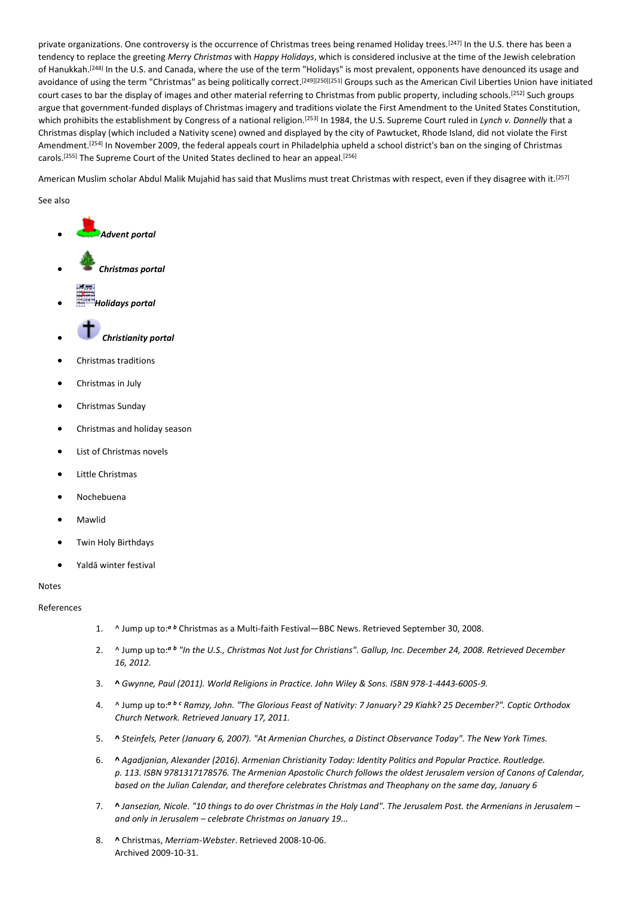private organizations. One controversy is the occurrence of Christmas trees being renamed Holiday trees.[247] In the U.S. there has been a tendency to replace the greeting *Merry Christmas* with *Happy Holidays*, which is considered inclusive at the time of the Jewish celebration of Hanukkah.[248] In the U.S. and Canada, where the use of the term "Holidays" is most prevalent, opponents have denounced its usage and avoidance of using the term "Christmas" as being politically correct.[249][250][251] Groups such as the American Civil Liberties Union have initiated court cases to bar the display of images and other material referring to Christmas from public property, including schools.[252] Such groups argue that government-funded displays of Christmas imagery and traditions violate the First Amendment to the United States Constitution, which prohibits the establishment by Congress of a national religion.[253] In 1984, the U.S. Supreme Court ruled in *Lynch v. Donnelly* that a Christmas display (which included a Nativity scene) owned and displayed by the city of Pawtucket, Rhode Island, did not violate the First Amendment.[254] In November 2009, the federal appeals court in Philadelphia upheld a school district's ban on the singing of Christmas carols.[255] The Supreme Court of the United States declined to hear an appeal.[256]

American Muslim scholar Abdul Malik Mujahid has said that Muslims must treat Christmas with respect, even if they disagree with it.[257]

See also

- ***Advent portal***
- ***Christmas portal***
- ***Holidays portal***
- ***Christianity portal***
- Christmas traditions
- Christmas in July
- Christmas Sunday
- Christmas and holiday season
- List of Christmas novels
- Little Christmas
- Nochebuena
- Mawlid
- Twin Holy Birthdays
- Yaldā winter festival

Notes

References

1. ^ Jump up to:***a b*** Christmas as a Multi-faith Festival—BBC News. Retrieved September 30, 2008.
2. ^ Jump up to:***a b*** *"In the U.S., Christmas Not Just for Christians". Gallup, Inc. December 24, 2008. Retrieved December 16, 2012.*
3. **^** *Gwynne, Paul (2011). World Religions in Practice. John Wiley & Sons. ISBN 978-1-4443-6005-9.*
4. ^ Jump up to:***a b c*** *Ramzy, John. "The Glorious Feast of Nativity: 7 January? 29 Kiahk? 25 December?". Coptic Orthodox Church Network. Retrieved January 17, 2011.*
5. **^** *Steinfels, Peter (January 6, 2007). "At Armenian Churches, a Distinct Observance Today". The New York Times.*
6. **^** *Agadjanian, Alexander (2016). Armenian Christianity Today: Identity Politics and Popular Practice. Routledge. p. 113. ISBN 9781317178576. The Armenian Apostolic Church follows the oldest Jerusalem version of Canons of Calendar, based on the Julian Calendar, and therefore celebrates Christmas and Theophany on the same day, January 6*
7. **^** *Jansezian, Nicole. "10 things to do over Christmas in the Holy Land". The Jerusalem Post. the Armenians in Jerusalem – and only in Jerusalem – celebrate Christmas on January 19...*
8. **^** Christmas, *Merriam-Webster*. Retrieved 2008-10-06. Archived 2009-10-31.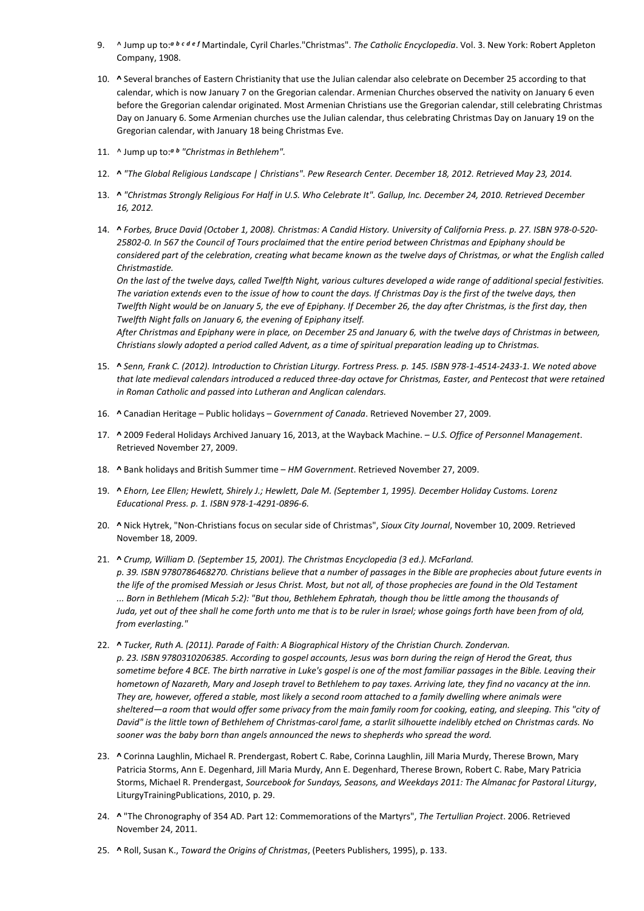9. ^ Jump up to:[a b c d e f] Martindale, Cyril Charles."Christmas". *The Catholic Encyclopedia*. Vol. 3. New York: Robert Appleton Company, 1908.

10. **^** Several branches of Eastern Christianity that use the Julian calendar also celebrate on December 25 according to that calendar, which is now January 7 on the Gregorian calendar. Armenian Churches observed the nativity on January 6 even before the Gregorian calendar originated. Most Armenian Christians use the Gregorian calendar, still celebrating Christmas Day on January 6. Some Armenian churches use the Julian calendar, thus celebrating Christmas Day on January 19 on the Gregorian calendar, with January 18 being Christmas Eve.

11. ^ Jump up to:[a b] *"Christmas in Bethlehem".*

12. **^** *"The Global Religious Landscape | Christians". Pew Research Center. December 18, 2012. Retrieved May 23, 2014.*

13. **^** *"Christmas Strongly Religious For Half in U.S. Who Celebrate It". Gallup, Inc. December 24, 2010. Retrieved December 16, 2012.*

14. **^** *Forbes, Bruce David (October 1, 2008). Christmas: A Candid History. University of California Press. p. 27. ISBN 978-0-520-25802-0. In 567 the Council of Tours proclaimed that the entire period between Christmas and Epiphany should be considered part of the celebration, creating what became known as the twelve days of Christmas, or what the English called Christmastide.*
*On the last of the twelve days, called Twelfth Night, various cultures developed a wide range of additional special festivities. The variation extends even to the issue of how to count the days. If Christmas Day is the first of the twelve days, then Twelfth Night would be on January 5, the eve of Epiphany. If December 26, the day after Christmas, is the first day, then Twelfth Night falls on January 6, the evening of Epiphany itself.*
*After Christmas and Epiphany were in place, on December 25 and January 6, with the twelve days of Christmas in between, Christians slowly adopted a period called Advent, as a time of spiritual preparation leading up to Christmas.*

15. **^** *Senn, Frank C. (2012). Introduction to Christian Liturgy. Fortress Press. p. 145. ISBN 978-1-4514-2433-1. We noted above that late medieval calendars introduced a reduced three-day octave for Christmas, Easter, and Pentecost that were retained in Roman Catholic and passed into Lutheran and Anglican calendars.*

16. **^** Canadian Heritage – Public holidays – *Government of Canada*. Retrieved November 27, 2009.

17. **^** 2009 Federal Holidays Archived January 16, 2013, at the Wayback Machine. – *U.S. Office of Personnel Management*. Retrieved November 27, 2009.

18. **^** Bank holidays and British Summer time – *HM Government*. Retrieved November 27, 2009.

19. **^** *Ehorn, Lee Ellen; Hewlett, Shirely J.; Hewlett, Dale M. (September 1, 1995). December Holiday Customs. Lorenz Educational Press. p. 1. ISBN 978-1-4291-0896-6.*

20. **^** Nick Hytrek, "Non-Christians focus on secular side of Christmas", *Sioux City Journal*, November 10, 2009. Retrieved November 18, 2009.

21. **^** *Crump, William D. (September 15, 2001). The Christmas Encyclopedia (3 ed.). McFarland. p. 39. ISBN 9780786468270. Christians believe that a number of passages in the Bible are prophecies about future events in the life of the promised Messiah or Jesus Christ. Most, but not all, of those prophecies are found in the Old Testament ... Born in Bethlehem (Micah 5:2): "But thou, Bethlehem Ephratah, though thou be little among the thousands of Juda, yet out of thee shall he come forth unto me that is to be ruler in Israel; whose goings forth have been from of old, from everlasting."*

22. **^** *Tucker, Ruth A. (2011). Parade of Faith: A Biographical History of the Christian Church. Zondervan. p. 23. ISBN 9780310206385. According to gospel accounts, Jesus was born during the reign of Herod the Great, thus sometime before 4 BCE. The birth narrative in Luke's gospel is one of the most familiar passages in the Bible. Leaving their hometown of Nazareth, Mary and Joseph travel to Bethlehem to pay taxes. Arriving late, they find no vacancy at the inn. They are, however, offered a stable, most likely a second room attached to a family dwelling where animals were sheltered—a room that would offer some privacy from the main family room for cooking, eating, and sleeping. This "city of David" is the little town of Bethlehem of Christmas-carol fame, a starlit silhouette indelibly etched on Christmas cards. No sooner was the baby born than angels announced the news to shepherds who spread the word.*

23. **^** Corinna Laughlin, Michael R. Prendergast, Robert C. Rabe, Corinna Laughlin, Jill Maria Murdy, Therese Brown, Mary Patricia Storms, Ann E. Degenhard, Jill Maria Murdy, Ann E. Degenhard, Therese Brown, Robert C. Rabe, Mary Patricia Storms, Michael R. Prendergast, *Sourcebook for Sundays, Seasons, and Weekdays 2011: The Almanac for Pastoral Liturgy*, LiturgyTrainingPublications, 2010, p. 29.

24. **^** "The Chronography of 354 AD. Part 12: Commemorations of the Martyrs", *The Tertullian Project*. 2006. Retrieved November 24, 2011.

25. **^** Roll, Susan K., *Toward the Origins of Christmas*, (Peeters Publishers, 1995), p. 133.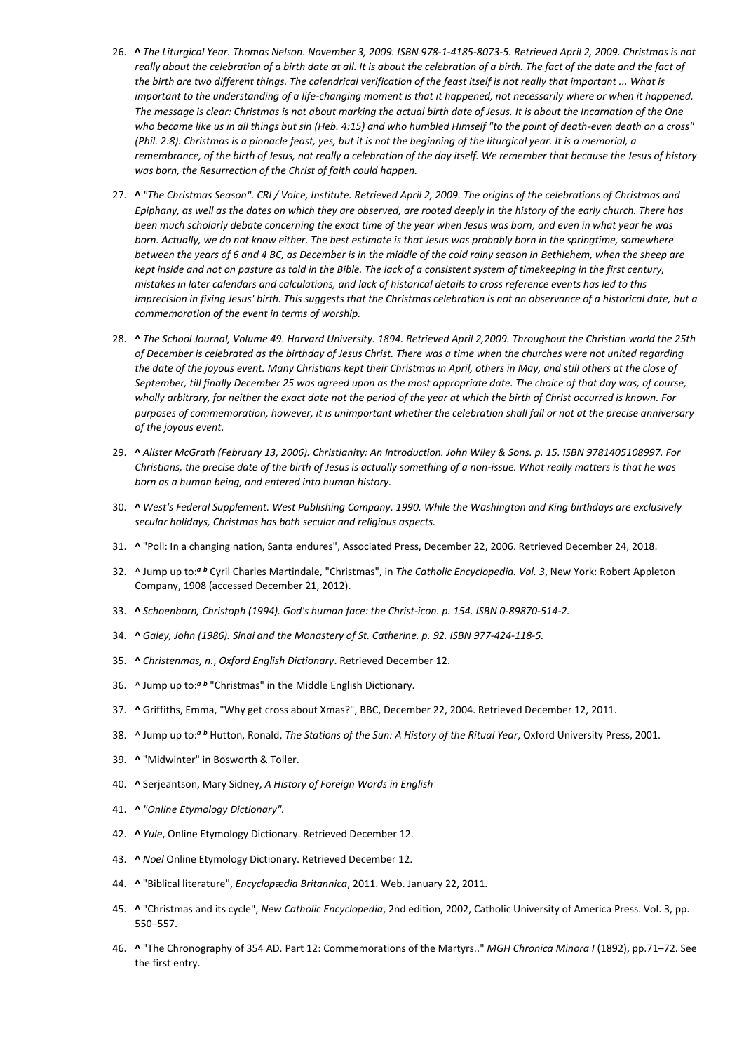26. **^** *The Liturgical Year. Thomas Nelson. November 3, 2009. ISBN 978-1-4185-8073-5. Retrieved April 2, 2009. Christmas is not really about the celebration of a birth date at all. It is about the celebration of a birth. The fact of the date and the fact of the birth are two different things. The calendrical verification of the feast itself is not really that important ... What is important to the understanding of a life-changing moment is that it happened, not necessarily where or when it happened. The message is clear: Christmas is not about marking the actual birth date of Jesus. It is about the Incarnation of the One who became like us in all things but sin (Heb. 4:15) and who humbled Himself "to the point of death-even death on a cross" (Phil. 2:8). Christmas is a pinnacle feast, yes, but it is not the beginning of the liturgical year. It is a memorial, a remembrance, of the birth of Jesus, not really a celebration of the day itself. We remember that because the Jesus of history was born, the Resurrection of the Christ of faith could happen.*

27. **^** *"The Christmas Season". CRI / Voice, Institute. Retrieved April 2, 2009. The origins of the celebrations of Christmas and Epiphany, as well as the dates on which they are observed, are rooted deeply in the history of the early church. There has been much scholarly debate concerning the exact time of the year when Jesus was born, and even in what year he was born. Actually, we do not know either. The best estimate is that Jesus was probably born in the springtime, somewhere between the years of 6 and 4 BC, as December is in the middle of the cold rainy season in Bethlehem, when the sheep are kept inside and not on pasture as told in the Bible. The lack of a consistent system of timekeeping in the first century, mistakes in later calendars and calculations, and lack of historical details to cross reference events has led to this imprecision in fixing Jesus' birth. This suggests that the Christmas celebration is not an observance of a historical date, but a commemoration of the event in terms of worship.*

28. **^** *The School Journal, Volume 49. Harvard University. 1894. Retrieved April 2,2009. Throughout the Christian world the 25th of December is celebrated as the birthday of Jesus Christ. There was a time when the churches were not united regarding the date of the joyous event. Many Christians kept their Christmas in April, others in May, and still others at the close of September, till finally December 25 was agreed upon as the most appropriate date. The choice of that day was, of course, wholly arbitrary, for neither the exact date not the period of the year at which the birth of Christ occurred is known. For purposes of commemoration, however, it is unimportant whether the celebration shall fall or not at the precise anniversary of the joyous event.*

29. **^** *Alister McGrath (February 13, 2006). Christianity: An Introduction. John Wiley & Sons. p. 15. ISBN 9781405108997. For Christians, the precise date of the birth of Jesus is actually something of a non-issue. What really matters is that he was born as a human being, and entered into human history.*

30. **^** *West's Federal Supplement. West Publishing Company. 1990. While the Washington and King birthdays are exclusively secular holidays, Christmas has both secular and religious aspects.*

31. **^** "Poll: In a changing nation, Santa endures", Associated Press, December 22, 2006. Retrieved December 24, 2018.

32. ^ Jump up to:[a] [b] Cyril Charles Martindale, "Christmas", in *The Catholic Encyclopedia. Vol. 3*, New York: Robert Appleton Company, 1908 (accessed December 21, 2012).

33. **^** *Schoenborn, Christoph (1994). God's human face: the Christ-icon. p. 154. ISBN 0-89870-514-2.*

34. **^** *Galey, John (1986). Sinai and the Monastery of St. Catherine. p. 92. ISBN 977-424-118-5.*

35. **^** *Christenmas, n.*, *Oxford English Dictionary*. Retrieved December 12.

36. ^ Jump up to:[a] [b] "Christmas" in the Middle English Dictionary.

37. **^** Griffiths, Emma, "Why get cross about Xmas?", BBC, December 22, 2004. Retrieved December 12, 2011.

38. ^ Jump up to:[a] [b] Hutton, Ronald, *The Stations of the Sun: A History of the Ritual Year*, Oxford University Press, 2001.

39. **^** "Midwinter" in Bosworth & Toller.

40. **^** Serjeantson, Mary Sidney, *A History of Foreign Words in English*

41. **^** *"Online Etymology Dictionary".*

42. **^** *Yule*, Online Etymology Dictionary. Retrieved December 12.

43. **^** *Noel* Online Etymology Dictionary. Retrieved December 12.

44. **^** "Biblical literature", *Encyclopædia Britannica*, 2011. Web. January 22, 2011.

45. **^** "Christmas and its cycle", *New Catholic Encyclopedia*, 2nd edition, 2002, Catholic University of America Press. Vol. 3, pp. 550–557.

46. **^** "The Chronography of 354 AD. Part 12: Commemorations of the Martyrs.." *MGH Chronica Minora I* (1892), pp.71–72. See the first entry.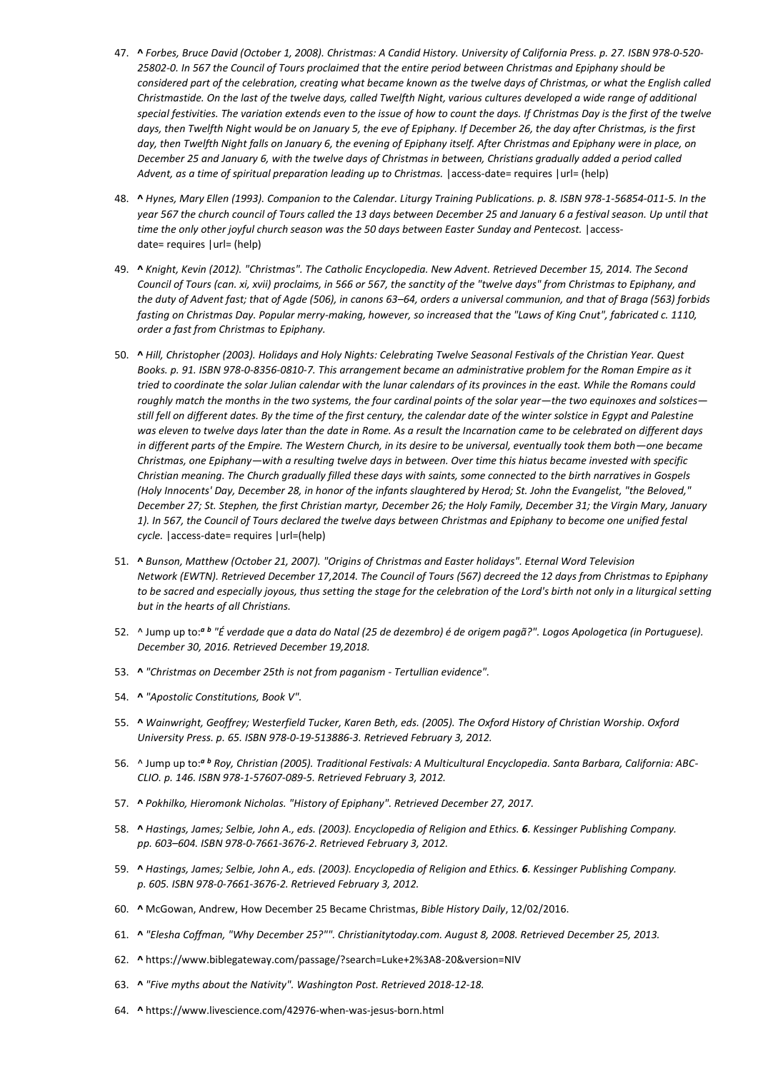47. **^** *Forbes, Bruce David (October 1, 2008). Christmas: A Candid History. University of California Press. p. 27. ISBN 978-0-520-25802-0. In 567 the Council of Tours proclaimed that the entire period between Christmas and Epiphany should be considered part of the celebration, creating what became known as the twelve days of Christmas, or what the English called Christmastide. On the last of the twelve days, called Twelfth Night, various cultures developed a wide range of additional special festivities. The variation extends even to the issue of how to count the days. If Christmas Day is the first of the twelve days, then Twelfth Night would be on January 5, the eve of Epiphany. If December 26, the day after Christmas, is the first day, then Twelfth Night falls on January 6, the evening of Epiphany itself. After Christmas and Epiphany were in place, on December 25 and January 6, with the twelve days of Christmas in between, Christians gradually added a period called Advent, as a time of spiritual preparation leading up to Christmas.* |access-date= requires |url= (help)

48. **^** *Hynes, Mary Ellen (1993). Companion to the Calendar. Liturgy Training Publications. p. 8. ISBN 978-1-56854-011-5. In the year 567 the church council of Tours called the 13 days between December 25 and January 6 a festival season. Up until that time the only other joyful church season was the 50 days between Easter Sunday and Pentecost.* |access-date= requires |url= (help)

49. **^** *Knight, Kevin (2012). "Christmas". The Catholic Encyclopedia. New Advent. Retrieved December 15, 2014. The Second Council of Tours (can. xi, xvii) proclaims, in 566 or 567, the sanctity of the "twelve days" from Christmas to Epiphany, and the duty of Advent fast; that of Agde (506), in canons 63–64, orders a universal communion, and that of Braga (563) forbids fasting on Christmas Day. Popular merry-making, however, so increased that the "Laws of King Cnut", fabricated c. 1110, order a fast from Christmas to Epiphany.*

50. **^** *Hill, Christopher (2003). Holidays and Holy Nights: Celebrating Twelve Seasonal Festivals of the Christian Year. Quest Books. p. 91. ISBN 978-0-8356-0810-7. This arrangement became an administrative problem for the Roman Empire as it tried to coordinate the solar Julian calendar with the lunar calendars of its provinces in the east. While the Romans could roughly match the months in the two systems, the four cardinal points of the solar year—the two equinoxes and solstices—still fell on different dates. By the time of the first century, the calendar date of the winter solstice in Egypt and Palestine was eleven to twelve days later than the date in Rome. As a result the Incarnation came to be celebrated on different days in different parts of the Empire. The Western Church, in its desire to be universal, eventually took them both—one became Christmas, one Epiphany—with a resulting twelve days in between. Over time this hiatus became invested with specific Christian meaning. The Church gradually filled these days with saints, some connected to the birth narratives in Gospels (Holy Innocents' Day, December 28, in honor of the infants slaughtered by Herod; St. John the Evangelist, "the Beloved," December 27; St. Stephen, the first Christian martyr, December 26; the Holy Family, December 31; the Virgin Mary, January 1). In 567, the Council of Tours declared the twelve days between Christmas and Epiphany to become one unified festal cycle.* |access-date= requires |url=(help)

51. **^** *Bunson, Matthew (October 21, 2007). "Origins of Christmas and Easter holidays". Eternal Word Television Network (EWTN). Retrieved December 17,2014. The Council of Tours (567) decreed the 12 days from Christmas to Epiphany to be sacred and especially joyous, thus setting the stage for the celebration of the Lord's birth not only in a liturgical setting but in the hearts of all Christians.*

52. ^ Jump up to:*[a] [b]* *"É verdade que a data do Natal (25 de dezembro) é de origem pagã?". Logos Apologetica (in Portuguese). December 30, 2016. Retrieved December 19,2018.*

53. **^** *"Christmas on December 25th is not from paganism - Tertullian evidence".*

54. **^** *"Apostolic Constitutions, Book V".*

55. **^** *Wainwright, Geoffrey; Westerfield Tucker, Karen Beth, eds. (2005). The Oxford History of Christian Worship. Oxford University Press. p. 65. ISBN 978-0-19-513886-3. Retrieved February 3, 2012.*

56. ^ Jump up to:*[a] [b]* *Roy, Christian (2005). Traditional Festivals: A Multicultural Encyclopedia. Santa Barbara, California: ABC-CLIO. p. 146. ISBN 978-1-57607-089-5. Retrieved February 3, 2012.*

57. **^** *Pokhilko, Hieromonk Nicholas. "History of Epiphany". Retrieved December 27, 2017.*

58. **^** *Hastings, James; Selbie, John A., eds. (2003). Encyclopedia of Religion and Ethics. **6**. Kessinger Publishing Company. pp. 603–604. ISBN 978-0-7661-3676-2. Retrieved February 3, 2012.*

59. **^** *Hastings, James; Selbie, John A., eds. (2003). Encyclopedia of Religion and Ethics. **6**. Kessinger Publishing Company. p. 605. ISBN 978-0-7661-3676-2. Retrieved February 3, 2012.*

60. **^** McGowan, Andrew, How December 25 Became Christmas, *Bible History Daily*, 12/02/2016.

61. **^** *"Elesha Coffman, "Why December 25?"". Christianitytoday.com. August 8, 2008. Retrieved December 25, 2013.*

62. **^** https://www.biblegateway.com/passage/?search=Luke+2%3A8-20&version=NIV

63. **^** *"Five myths about the Nativity". Washington Post. Retrieved 2018-12-18.*

64. **^** https://www.livescience.com/42976-when-was-jesus-born.html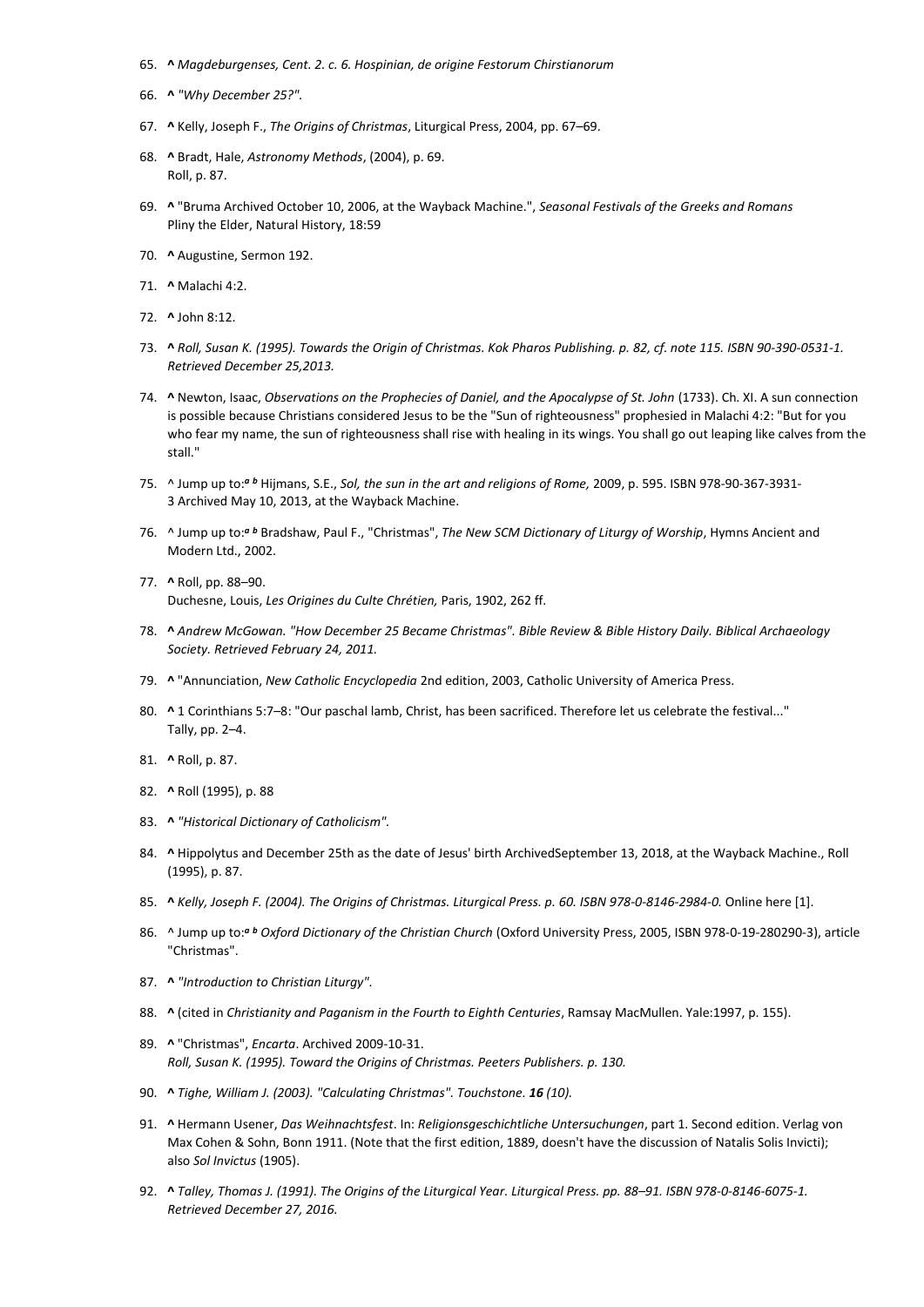65. **^** *Magdeburgenses, Cent. 2. c. 6. Hospinian, de origine Festorum Chirstianorum*

66. **^** *"Why December 25?".*

67. **^** Kelly, Joseph F., *The Origins of Christmas*, Liturgical Press, 2004, pp. 67–69.

68. **^** Bradt, Hale, *Astronomy Methods*, (2004), p. 69.
    Roll, p. 87.

69. **^** "Bruma Archived October 10, 2006, at the Wayback Machine.", *Seasonal Festivals of the Greeks and Romans*
    Pliny the Elder, Natural History, 18:59

70. **^** Augustine, Sermon 192.

71. **^** Malachi 4:2.

72. **^** John 8:12.

73. **^** *Roll, Susan K. (1995). Towards the Origin of Christmas. Kok Pharos Publishing. p. 82, cf. note 115. ISBN 90-390-0531-1. Retrieved December 25,2013.*

74. **^** Newton, Isaac, *Observations on the Prophecies of Daniel, and the Apocalypse of St. John* (1733). Ch. XI. A sun connection is possible because Christians considered Jesus to be the "Sun of righteousness" prophesied in Malachi 4:2: "But for you who fear my name, the sun of righteousness shall rise with healing in its wings. You shall go out leaping like calves from the stall."

75. ^ Jump up to:*a b* Hijmans, S.E., *Sol, the sun in the art and religions of Rome,* 2009, p. 595. ISBN 978-90-367-3931-3 Archived May 10, 2013, at the Wayback Machine.

76. ^ Jump up to:*a b* Bradshaw, Paul F., "Christmas", *The New SCM Dictionary of Liturgy of Worship*, Hymns Ancient and Modern Ltd., 2002.

77. **^** Roll, pp. 88–90.
    Duchesne, Louis, *Les Origines du Culte Chrétien,* Paris, 1902, 262 ff.

78. **^** *Andrew McGowan. "How December 25 Became Christmas". Bible Review & Bible History Daily. Biblical Archaeology Society. Retrieved February 24, 2011.*

79. **^** "Annunciation, *New Catholic Encyclopedia* 2nd edition, 2003, Catholic University of America Press.

80. **^** 1 Corinthians 5:7–8: "Our paschal lamb, Christ, has been sacrificed. Therefore let us celebrate the festival..."
    Tally, pp. 2–4.

81. **^** Roll, p. 87.

82. **^** Roll (1995), p. 88

83. **^** *"Historical Dictionary of Catholicism".*

84. **^** Hippolytus and December 25th as the date of Jesus' birth ArchivedSeptember 13, 2018, at the Wayback Machine., Roll (1995), p. 87.

85. **^** *Kelly, Joseph F. (2004). The Origins of Christmas. Liturgical Press. p. 60. ISBN 978-0-8146-2984-0.* Online here [1].

86. ^ Jump up to:*a b Oxford Dictionary of the Christian Church* (Oxford University Press, 2005, ISBN 978-0-19-280290-3), article "Christmas".

87. **^** *"Introduction to Christian Liturgy".*

88. **^** (cited in *Christianity and Paganism in the Fourth to Eighth Centuries*, Ramsay MacMullen. Yale:1997, p. 155).

89. **^** "Christmas", *Encarta*. Archived 2009-10-31.
    *Roll, Susan K. (1995). Toward the Origins of Christmas. Peeters Publishers. p. 130.*

90. **^** *Tighe, William J. (2003). "Calculating Christmas". Touchstone. **16** (10).*

91. **^** Hermann Usener, *Das Weihnachtsfest*. In: *Religionsgeschichtliche Untersuchungen*, part 1. Second edition. Verlag von Max Cohen & Sohn, Bonn 1911. (Note that the first edition, 1889, doesn't have the discussion of Natalis Solis Invicti); also *Sol Invictus* (1905).

92. **^** *Talley, Thomas J. (1991). The Origins of the Liturgical Year. Liturgical Press. pp. 88–91. ISBN 978-0-8146-6075-1. Retrieved December 27, 2016.*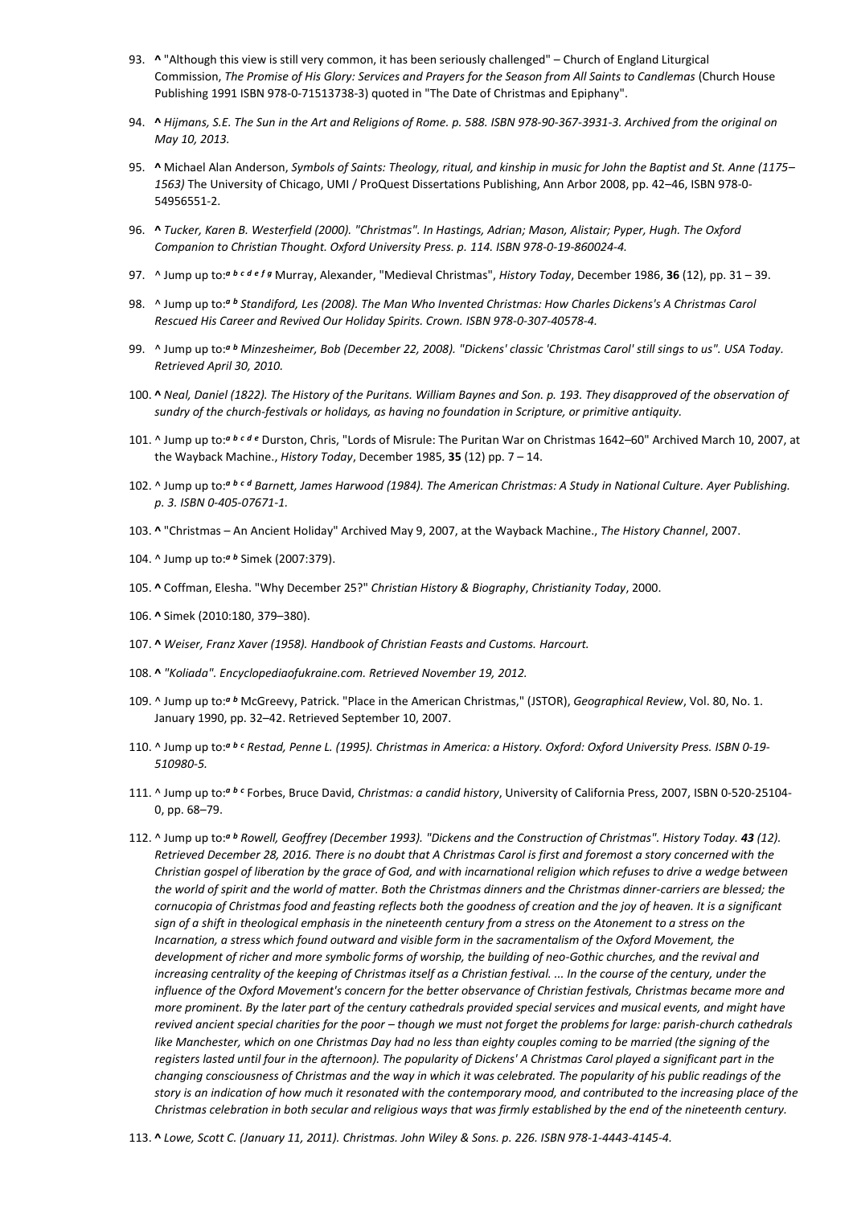93. **^** "Although this view is still very common, it has been seriously challenged" – Church of England Liturgical Commission, *The Promise of His Glory: Services and Prayers for the Season from All Saints to Candlemas* (Church House Publishing 1991 ISBN 978-0-71513738-3) quoted in "The Date of Christmas and Epiphany".

94. **^** *Hijmans, S.E. The Sun in the Art and Religions of Rome. p. 588. ISBN 978-90-367-3931-3. Archived from the original on May 10, 2013.*

95. **^** Michael Alan Anderson, *Symbols of Saints: Theology, ritual, and kinship in music for John the Baptist and St. Anne (1175–1563)* The University of Chicago, UMI / ProQuest Dissertations Publishing, Ann Arbor 2008, pp. 42–46, ISBN 978-0-54956551-2.

96. **^** *Tucker, Karen B. Westerfield (2000). "Christmas". In Hastings, Adrian; Mason, Alistair; Pyper, Hugh. The Oxford Companion to Christian Thought. Oxford University Press. p. 114. ISBN 978-0-19-860024-4.*

97. ^ Jump up to:*a b c d e f g* Murray, Alexander, "Medieval Christmas", *History Today*, December 1986, **36** (12), pp. 31 – 39.

98. ^ Jump up to:*a b Standiford, Les (2008). The Man Who Invented Christmas: How Charles Dickens's A Christmas Carol Rescued His Career and Revived Our Holiday Spirits. Crown. ISBN 978-0-307-40578-4.*

99. ^ Jump up to:*a b Minzesheimer, Bob (December 22, 2008). "Dickens' classic 'Christmas Carol' still sings to us". USA Today. Retrieved April 30, 2010.*

100. **^** *Neal, Daniel (1822). The History of the Puritans. William Baynes and Son. p. 193. They disapproved of the observation of sundry of the church-festivals or holidays, as having no foundation in Scripture, or primitive antiquity.*

101. ^ Jump up to:*a b c d e* Durston, Chris, "Lords of Misrule: The Puritan War on Christmas 1642–60" Archived March 10, 2007, at the Wayback Machine., *History Today*, December 1985, **35** (12) pp. 7 – 14.

102. ^ Jump up to:*a b c d Barnett, James Harwood (1984). The American Christmas: A Study in National Culture. Ayer Publishing. p. 3. ISBN 0-405-07671-1.*

103. **^** "Christmas – An Ancient Holiday" Archived May 9, 2007, at the Wayback Machine., *The History Channel*, 2007.

104. ^ Jump up to:*a b* Simek (2007:379).

105. **^** Coffman, Elesha. "Why December 25?" *Christian History & Biography*, *Christianity Today*, 2000.

106. **^** Simek (2010:180, 379–380).

107. **^** *Weiser, Franz Xaver (1958). Handbook of Christian Feasts and Customs. Harcourt.*

108. **^** *"Koliada". Encyclopediaofukraine.com. Retrieved November 19, 2012.*

109. ^ Jump up to:*a b* McGreevy, Patrick. "Place in the American Christmas," (JSTOR), *Geographical Review*, Vol. 80, No. 1. January 1990, pp. 32–42. Retrieved September 10, 2007.

110. ^ Jump up to:*a b c Restad, Penne L. (1995). Christmas in America: a History. Oxford: Oxford University Press. ISBN 0-19-510980-5.*

111. ^ Jump up to:*a b c* Forbes, Bruce David, *Christmas: a candid history*, University of California Press, 2007, ISBN 0-520-25104-0, pp. 68–79.

112. ^ Jump up to:*a b Rowell, Geoffrey (December 1993). "Dickens and the Construction of Christmas". History Today. **43** (12). Retrieved December 28, 2016. There is no doubt that A Christmas Carol is first and foremost a story concerned with the Christian gospel of liberation by the grace of God, and with incarnational religion which refuses to drive a wedge between the world of spirit and the world of matter. Both the Christmas dinners and the Christmas dinner-carriers are blessed; the cornucopia of Christmas food and feasting reflects both the goodness of creation and the joy of heaven. It is a significant sign of a shift in theological emphasis in the nineteenth century from a stress on the Atonement to a stress on the Incarnation, a stress which found outward and visible form in the sacramentalism of the Oxford Movement, the development of richer and more symbolic forms of worship, the building of neo-Gothic churches, and the revival and increasing centrality of the keeping of Christmas itself as a Christian festival. ... In the course of the century, under the influence of the Oxford Movement's concern for the better observance of Christian festivals, Christmas became more and more prominent. By the later part of the century cathedrals provided special services and musical events, and might have revived ancient special charities for the poor – though we must not forget the problems for large: parish-church cathedrals like Manchester, which on one Christmas Day had no less than eighty couples coming to be married (the signing of the registers lasted until four in the afternoon). The popularity of Dickens' A Christmas Carol played a significant part in the changing consciousness of Christmas and the way in which it was celebrated. The popularity of his public readings of the story is an indication of how much it resonated with the contemporary mood, and contributed to the increasing place of the Christmas celebration in both secular and religious ways that was firmly established by the end of the nineteenth century.*

113. **^** *Lowe, Scott C. (January 11, 2011). Christmas. John Wiley & Sons. p. 226. ISBN 978-1-4443-4145-4.*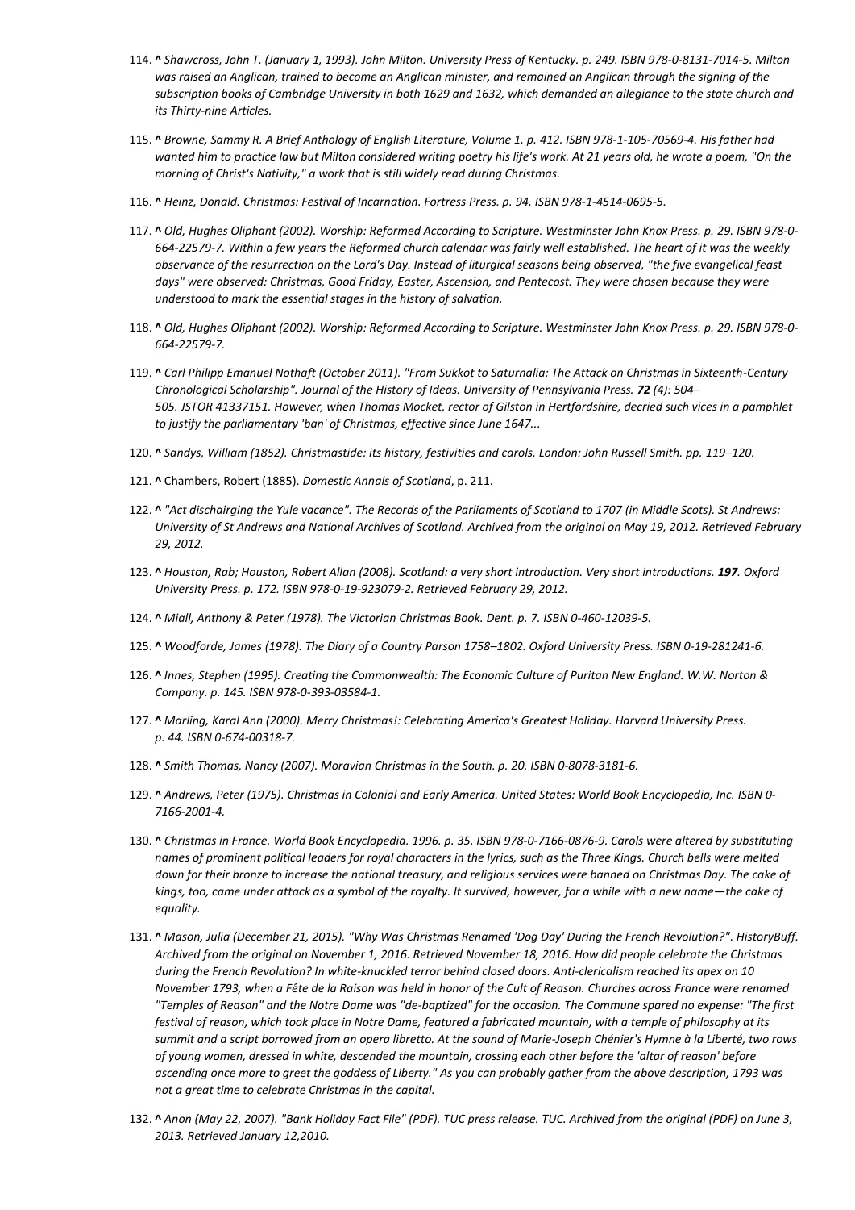114. **^** *Shawcross, John T. (January 1, 1993). John Milton. University Press of Kentucky. p. 249. ISBN 978-0-8131-7014-5. Milton was raised an Anglican, trained to become an Anglican minister, and remained an Anglican through the signing of the subscription books of Cambridge University in both 1629 and 1632, which demanded an allegiance to the state church and its Thirty-nine Articles.*

115. **^** *Browne, Sammy R. A Brief Anthology of English Literature, Volume 1. p. 412. ISBN 978-1-105-70569-4. His father had wanted him to practice law but Milton considered writing poetry his life's work. At 21 years old, he wrote a poem, "On the morning of Christ's Nativity," a work that is still widely read during Christmas.*

116. **^** *Heinz, Donald. Christmas: Festival of Incarnation. Fortress Press. p. 94. ISBN 978-1-4514-0695-5.*

117. **^** *Old, Hughes Oliphant (2002). Worship: Reformed According to Scripture. Westminster John Knox Press. p. 29. ISBN 978-0-664-22579-7. Within a few years the Reformed church calendar was fairly well established. The heart of it was the weekly observance of the resurrection on the Lord's Day. Instead of liturgical seasons being observed, "the five evangelical feast days" were observed: Christmas, Good Friday, Easter, Ascension, and Pentecost. They were chosen because they were understood to mark the essential stages in the history of salvation.*

118. **^** *Old, Hughes Oliphant (2002). Worship: Reformed According to Scripture. Westminster John Knox Press. p. 29. ISBN 978-0-664-22579-7.*

119. **^** *Carl Philipp Emanuel Nothaft (October 2011). "From Sukkot to Saturnalia: The Attack on Christmas in Sixteenth-Century Chronological Scholarship". Journal of the History of Ideas. University of Pennsylvania Press.* ***72*** *(4): 504–505. JSTOR 41337151. However, when Thomas Mocket, rector of Gilston in Hertfordshire, decried such vices in a pamphlet to justify the parliamentary 'ban' of Christmas, effective since June 1647...*

120. **^** *Sandys, William (1852). Christmastide: its history, festivities and carols. London: John Russell Smith. pp. 119–120.*

121. **^** Chambers, Robert (1885). *Domestic Annals of Scotland*, p. 211.

122. **^** *"Act dischairging the Yule vacance". The Records of the Parliaments of Scotland to 1707 (in Middle Scots). St Andrews: University of St Andrews and National Archives of Scotland. Archived from the original on May 19, 2012. Retrieved February 29, 2012.*

123. **^** *Houston, Rab; Houston, Robert Allan (2008). Scotland: a very short introduction. Very short introductions.* ***197****. Oxford University Press. p. 172. ISBN 978-0-19-923079-2. Retrieved February 29, 2012.*

124. **^** *Miall, Anthony & Peter (1978). The Victorian Christmas Book. Dent. p. 7. ISBN 0-460-12039-5.*

125. **^** *Woodforde, James (1978). The Diary of a Country Parson 1758–1802. Oxford University Press. ISBN 0-19-281241-6.*

126. **^** *Innes, Stephen (1995). Creating the Commonwealth: The Economic Culture of Puritan New England. W.W. Norton & Company. p. 145. ISBN 978-0-393-03584-1.*

127. **^** *Marling, Karal Ann (2000). Merry Christmas!: Celebrating America's Greatest Holiday. Harvard University Press. p. 44. ISBN 0-674-00318-7.*

128. **^** *Smith Thomas, Nancy (2007). Moravian Christmas in the South. p. 20. ISBN 0-8078-3181-6.*

129. **^** *Andrews, Peter (1975). Christmas in Colonial and Early America. United States: World Book Encyclopedia, Inc. ISBN 0-7166-2001-4.*

130. **^** *Christmas in France. World Book Encyclopedia. 1996. p. 35. ISBN 978-0-7166-0876-9. Carols were altered by substituting names of prominent political leaders for royal characters in the lyrics, such as the Three Kings. Church bells were melted down for their bronze to increase the national treasury, and religious services were banned on Christmas Day. The cake of kings, too, came under attack as a symbol of the royalty. It survived, however, for a while with a new name—the cake of equality.*

131. **^** *Mason, Julia (December 21, 2015). "Why Was Christmas Renamed 'Dog Day' During the French Revolution?". HistoryBuff. Archived from the original on November 1, 2016. Retrieved November 18, 2016. How did people celebrate the Christmas during the French Revolution? In white-knuckled terror behind closed doors. Anti-clericalism reached its apex on 10 November 1793, when a Fête de la Raison was held in honor of the Cult of Reason. Churches across France were renamed "Temples of Reason" and the Notre Dame was "de-baptized" for the occasion. The Commune spared no expense: "The first festival of reason, which took place in Notre Dame, featured a fabricated mountain, with a temple of philosophy at its summit and a script borrowed from an opera libretto. At the sound of Marie-Joseph Chénier's Hymne à la Liberté, two rows of young women, dressed in white, descended the mountain, crossing each other before the 'altar of reason' before ascending once more to greet the goddess of Liberty." As you can probably gather from the above description, 1793 was not a great time to celebrate Christmas in the capital.*

132. **^** *Anon (May 22, 2007). "Bank Holiday Fact File" (PDF). TUC press release. TUC. Archived from the original (PDF) on June 3, 2013. Retrieved January 12,2010.*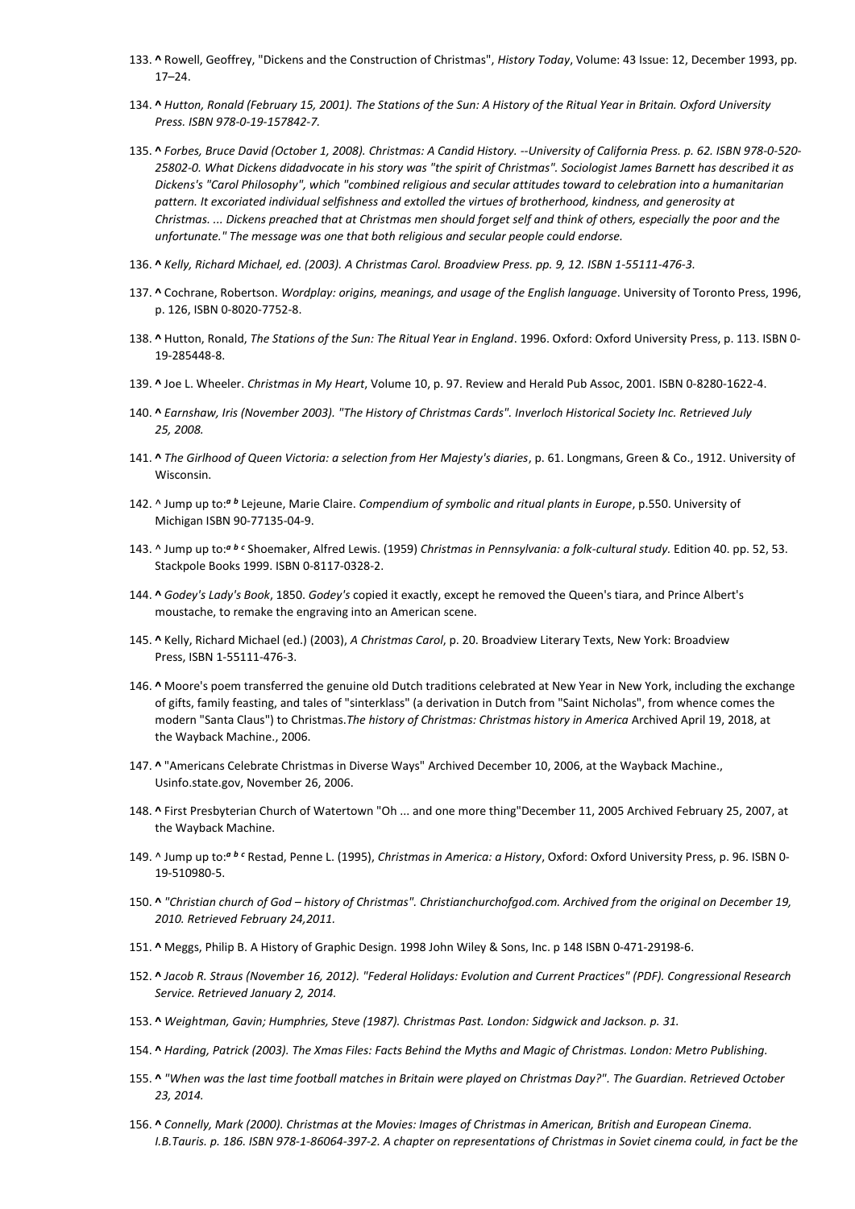133. **^** Rowell, Geoffrey, "Dickens and the Construction of Christmas", *History Today*, Volume: 43 Issue: 12, December 1993, pp. 17–24.

134. **^** *Hutton, Ronald (February 15, 2001). The Stations of the Sun: A History of the Ritual Year in Britain. Oxford University Press. ISBN 978-0-19-157842-7.*

135. **^** *Forbes, Bruce David (October 1, 2008). Christmas: A Candid History. --University of California Press. p. 62. ISBN 978-0-520-25802-0. What Dickens didadvocate in his story was "the spirit of Christmas". Sociologist James Barnett has described it as Dickens's "Carol Philosophy", which "combined religious and secular attitudes toward to celebration into a humanitarian pattern. It excoriated individual selfishness and extolled the virtues of brotherhood, kindness, and generosity at Christmas. ... Dickens preached that at Christmas men should forget self and think of others, especially the poor and the unfortunate." The message was one that both religious and secular people could endorse.*

136. **^** *Kelly, Richard Michael, ed. (2003). A Christmas Carol. Broadview Press. pp. 9, 12. ISBN 1-55111-476-3.*

137. **^** Cochrane, Robertson. *Wordplay: origins, meanings, and usage of the English language*. University of Toronto Press, 1996, p. 126, ISBN 0-8020-7752-8.

138. **^** Hutton, Ronald, *The Stations of the Sun: The Ritual Year in England*. 1996. Oxford: Oxford University Press, p. 113. ISBN 0-19-285448-8.

139. **^** Joe L. Wheeler. *Christmas in My Heart*, Volume 10, p. 97. Review and Herald Pub Assoc, 2001. ISBN 0-8280-1622-4.

140. **^** *Earnshaw, Iris (November 2003). "The History of Christmas Cards". Inverloch Historical Society Inc. Retrieved July 25, 2008.*

141. **^** *The Girlhood of Queen Victoria: a selection from Her Majesty's diaries*, p. 61. Longmans, Green & Co., 1912. University of Wisconsin.

142. ^ Jump up to:*a b* Lejeune, Marie Claire. *Compendium of symbolic and ritual plants in Europe*, p.550. University of Michigan ISBN 90-77135-04-9.

143. ^ Jump up to:*a b c* Shoemaker, Alfred Lewis. (1959) *Christmas in Pennsylvania: a folk-cultural study.* Edition 40. pp. 52, 53. Stackpole Books 1999. ISBN 0-8117-0328-2.

144. **^** *Godey's Lady's Book*, 1850. *Godey's* copied it exactly, except he removed the Queen's tiara, and Prince Albert's moustache, to remake the engraving into an American scene.

145. **^** Kelly, Richard Michael (ed.) (2003), *A Christmas Carol*, p. 20. Broadview Literary Texts, New York: Broadview Press, ISBN 1-55111-476-3.

146. **^** Moore's poem transferred the genuine old Dutch traditions celebrated at New Year in New York, including the exchange of gifts, family feasting, and tales of "sinterklaas" (a derivation in Dutch from "Saint Nicholas", from whence comes the modern "Santa Claus") to Christmas.*The history of Christmas: Christmas history in America* Archived April 19, 2018, at the Wayback Machine., 2006.

147. **^** "Americans Celebrate Christmas in Diverse Ways" Archived December 10, 2006, at the Wayback Machine., Usinfo.state.gov, November 26, 2006.

148. **^** First Presbyterian Church of Watertown "Oh ... and one more thing"December 11, 2005 Archived February 25, 2007, at the Wayback Machine.

149. ^ Jump up to:*a b c* Restad, Penne L. (1995), *Christmas in America: a History*, Oxford: Oxford University Press, p. 96. ISBN 0-19-510980-5.

150. **^** *"Christian church of God – history of Christmas". Christianchurchofgod.com. Archived from the original on December 19, 2010. Retrieved February 24,2011.*

151. **^** Meggs, Philip B. A History of Graphic Design. 1998 John Wiley & Sons, Inc. p 148 ISBN 0-471-29198-6.

152. **^** *Jacob R. Straus (November 16, 2012). "Federal Holidays: Evolution and Current Practices" (PDF). Congressional Research Service. Retrieved January 2, 2014.*

153. **^** *Weightman, Gavin; Humphries, Steve (1987). Christmas Past. London: Sidgwick and Jackson. p. 31.*

154. **^** *Harding, Patrick (2003). The Xmas Files: Facts Behind the Myths and Magic of Christmas. London: Metro Publishing.*

155. **^** *"When was the last time football matches in Britain were played on Christmas Day?". The Guardian. Retrieved October 23, 2014.*

156. **^** *Connelly, Mark (2000). Christmas at the Movies: Images of Christmas in American, British and European Cinema. I.B.Tauris. p. 186. ISBN 978-1-86064-397-2. A chapter on representations of Christmas in Soviet cinema could, in fact be the*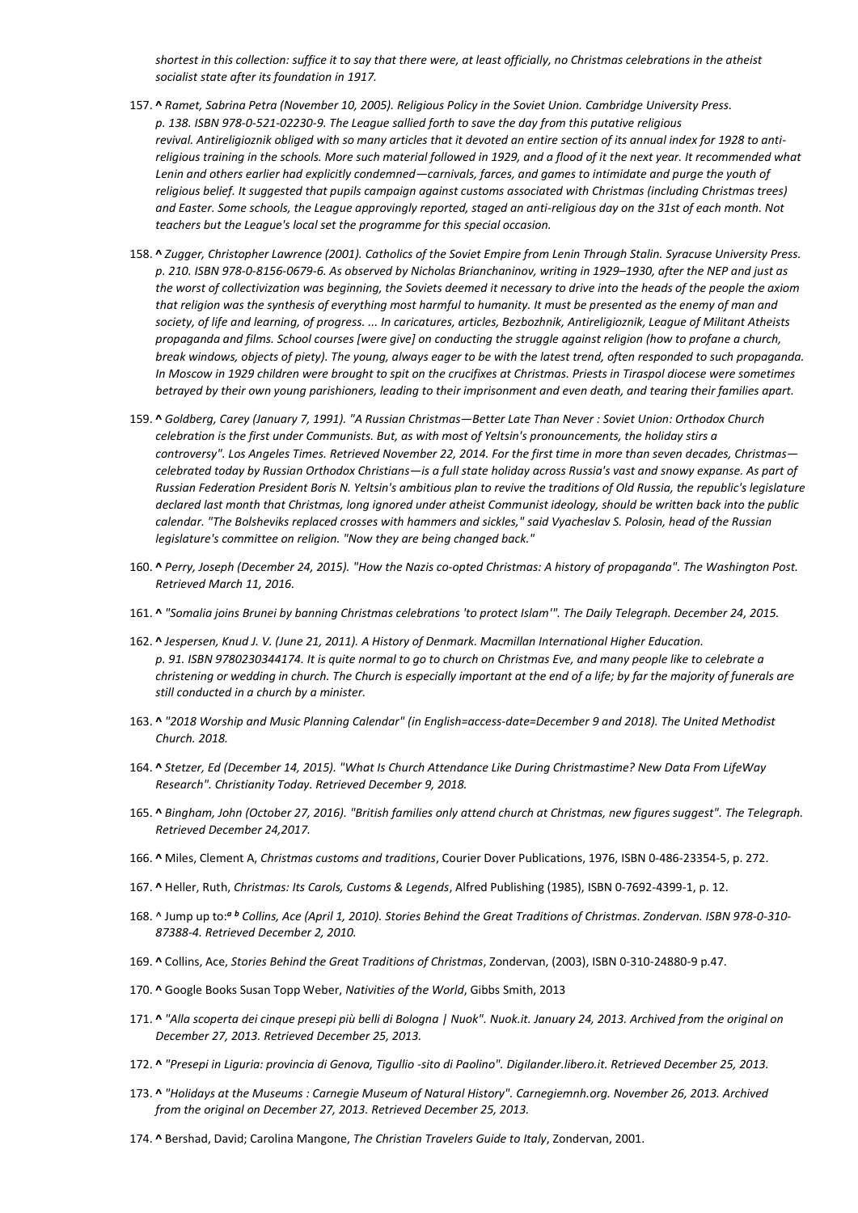*shortest in this collection: suffice it to say that there were, at least officially, no Christmas celebrations in the atheist socialist state after its foundation in 1917.*

157. **^** *Ramet, Sabrina Petra (November 10, 2005). Religious Policy in the Soviet Union. Cambridge University Press. p. 138. ISBN 978-0-521-02230-9. The League sallied forth to save the day from this putative religious revival. Antireligioznik obliged with so many articles that it devoted an entire section of its annual index for 1928 to anti-religious training in the schools. More such material followed in 1929, and a flood of it the next year. It recommended what Lenin and others earlier had explicitly condemned—carnivals, farces, and games to intimidate and purge the youth of religious belief. It suggested that pupils campaign against customs associated with Christmas (including Christmas trees) and Easter. Some schools, the League approvingly reported, staged an anti-religious day on the 31st of each month. Not teachers but the League's local set the programme for this special occasion.*

158. **^** *Zugger, Christopher Lawrence (2001). Catholics of the Soviet Empire from Lenin Through Stalin. Syracuse University Press. p. 210. ISBN 978-0-8156-0679-6. As observed by Nicholas Brianchaninov, writing in 1929–1930, after the NEP and just as the worst of collectivization was beginning, the Soviets deemed it necessary to drive into the heads of the people the axiom that religion was the synthesis of everything most harmful to humanity. It must be presented as the enemy of man and society, of life and learning, of progress. ... In caricatures, articles, Bezbozhnik, Antireligioznik, League of Militant Atheists propaganda and films. School courses [were give] on conducting the struggle against religion (how to profane a church, break windows, objects of piety). The young, always eager to be with the latest trend, often responded to such propaganda. In Moscow in 1929 children were brought to spit on the crucifixes at Christmas. Priests in Tiraspol diocese were sometimes betrayed by their own young parishioners, leading to their imprisonment and even death, and tearing their families apart.*

159. **^** *Goldberg, Carey (January 7, 1991). "A Russian Christmas—Better Late Than Never : Soviet Union: Orthodox Church celebration is the first under Communists. But, as with most of Yeltsin's pronouncements, the holiday stirs a controversy". Los Angeles Times. Retrieved November 22, 2014. For the first time in more than seven decades, Christmas—celebrated today by Russian Orthodox Christians—is a full state holiday across Russia's vast and snowy expanse. As part of Russian Federation President Boris N. Yeltsin's ambitious plan to revive the traditions of Old Russia, the republic's legislature declared last month that Christmas, long ignored under atheist Communist ideology, should be written back into the public calendar. "The Bolsheviks replaced crosses with hammers and sickles," said Vyacheslav S. Polosin, head of the Russian legislature's committee on religion. "Now they are being changed back."*

160. **^** *Perry, Joseph (December 24, 2015). "How the Nazis co-opted Christmas: A history of propaganda". The Washington Post. Retrieved March 11, 2016.*

161. **^** *"Somalia joins Brunei by banning Christmas celebrations 'to protect Islam'". The Daily Telegraph. December 24, 2015.*

162. **^** *Jespersen, Knud J. V. (June 21, 2011). A History of Denmark. Macmillan International Higher Education. p. 91. ISBN 9780230344174. It is quite normal to go to church on Christmas Eve, and many people like to celebrate a christening or wedding in church. The Church is especially important at the end of a life; by far the majority of funerals are still conducted in a church by a minister.*

163. **^** *"2018 Worship and Music Planning Calendar" (in English=access-date=December 9 and 2018). The United Methodist Church. 2018.*

164. **^** *Stetzer, Ed (December 14, 2015). "What Is Church Attendance Like During Christmastime? New Data From LifeWay Research". Christianity Today. Retrieved December 9, 2018.*

165. **^** *Bingham, John (October 27, 2016). "British families only attend church at Christmas, new figures suggest". The Telegraph. Retrieved December 24,2017.*

166. **^** Miles, Clement A, *Christmas customs and traditions*, Courier Dover Publications, 1976, ISBN 0-486-23354-5, p. 272.

167. **^** Heller, Ruth, *Christmas: Its Carols, Customs & Legends*, Alfred Publishing (1985), ISBN 0-7692-4399-1, p. 12.

168. ^ Jump up to:*a b* *Collins, Ace (April 1, 2010). Stories Behind the Great Traditions of Christmas. Zondervan. ISBN 978-0-310-87388-4. Retrieved December 2, 2010.*

169. **^** Collins, Ace, *Stories Behind the Great Traditions of Christmas*, Zondervan, (2003), ISBN 0-310-24880-9 p.47.

170. **^** Google Books Susan Topp Weber, *Nativities of the World*, Gibbs Smith, 2013

171. **^** *"Alla scoperta dei cinque presepi più belli di Bologna | Nuok". Nuok.it. January 24, 2013. Archived from the original on December 27, 2013. Retrieved December 25, 2013.*

172. **^** *"Presepi in Liguria: provincia di Genova, Tigullio -sito di Paolino". Digilander.libero.it. Retrieved December 25, 2013.*

173. **^** *"Holidays at the Museums : Carnegie Museum of Natural History". Carnegiemnh.org. November 26, 2013. Archived from the original on December 27, 2013. Retrieved December 25, 2013.*

174. **^** Bershad, David; Carolina Mangone, *The Christian Travelers Guide to Italy*, Zondervan, 2001.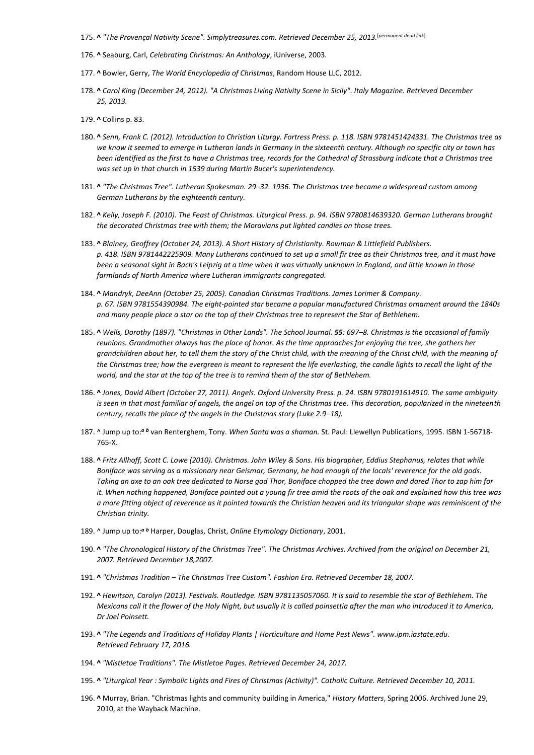175. **^** *"The Provençal Nativity Scene". Simplytreasures.com. Retrieved December 25, 2013.*[permanent dead link]

176. **^** Seaburg, Carl, *Celebrating Christmas: An Anthology*, iUniverse, 2003.

177. **^** Bowler, Gerry, *The World Encyclopedia of Christmas*, Random House LLC, 2012.

178. **^** *Carol King (December 24, 2012). "A Christmas Living Nativity Scene in Sicily". Italy Magazine. Retrieved December 25, 2013.*

179. **^** Collins p. 83.

180. **^** *Senn, Frank C. (2012). Introduction to Christian Liturgy. Fortress Press. p. 118. ISBN 9781451424331. The Christmas tree as we know it seemed to emerge in Lutheran lands in Germany in the sixteenth century. Although no specific city or town has been identified as the first to have a Christmas tree, records for the Cathedral of Strassburg indicate that a Christmas tree was set up in that church in 1539 during Martin Bucer's superintendency.*

181. **^** *"The Christmas Tree". Lutheran Spokesman. 29–32. 1936. The Christmas tree became a widespread custom among German Lutherans by the eighteenth century.*

182. **^** *Kelly, Joseph F. (2010). The Feast of Christmas. Liturgical Press. p. 94. ISBN 9780814639320. German Lutherans brought the decorated Christmas tree with them; the Moravians put lighted candles on those trees.*

183. **^** *Blainey, Geoffrey (October 24, 2013). A Short History of Christianity. Rowman & Littlefield Publishers. p. 418. ISBN 9781442225909. Many Lutherans continued to set up a small fir tree as their Christmas tree, and it must have been a seasonal sight in Bach's Leipzig at a time when it was virtually unknown in England, and little known in those farmlands of North America where Lutheran immigrants congregated.*

184. **^** *Mandryk, DeeAnn (October 25, 2005). Canadian Christmas Traditions. James Lorimer & Company. p. 67. ISBN 9781554390984. The eight-pointed star became a popular manufactured Christmas ornament around the 1840s and many people place a star on the top of their Christmas tree to represent the Star of Bethlehem.*

185. **^** *Wells, Dorothy (1897). "Christmas in Other Lands". The School Journal.* ***55****: 697–8. Christmas is the occasional of family reunions. Grandmother always has the place of honor. As the time approaches for enjoying the tree, she gathers her grandchildren about her, to tell them the story of the Christ child, with the meaning of the Christ child, with the meaning of the Christmas tree; how the evergreen is meant to represent the life everlasting, the candle lights to recall the light of the world, and the star at the top of the tree is to remind them of the star of Bethlehem.*

186. **^** *Jones, David Albert (October 27, 2011). Angels. Oxford University Press. p. 24. ISBN 9780191614910. The same ambiguity is seen in that most familiar of angels, the angel on top of the Christmas tree. This decoration, popularized in the nineteenth century, recalls the place of the angels in the Christmas story (Luke 2.9–18).*

187. ^ Jump up to:*a b* van Renterghem, Tony. *When Santa was a shaman.* St. Paul: Llewellyn Publications, 1995. ISBN 1-56718-765-X.

188. **^** *Fritz Allhoff, Scott C. Lowe (2010). Christmas. John Wiley & Sons. His biographer, Eddius Stephanus, relates that while Boniface was serving as a missionary near Geismar, Germany, he had enough of the locals' reverence for the old gods. Taking an axe to an oak tree dedicated to Norse god Thor, Boniface chopped the tree down and dared Thor to zap him for it. When nothing happened, Boniface pointed out a young fir tree amid the roots of the oak and explained how this tree was a more fitting object of reverence as it pointed towards the Christian heaven and its triangular shape was reminiscent of the Christian trinity.*

189. ^ Jump up to:*a b* Harper, Douglas, Christ, *Online Etymology Dictionary*, 2001.

190. **^** *"The Chronological History of the Christmas Tree". The Christmas Archives. Archived from the original on December 21, 2007. Retrieved December 18,2007.*

191. **^** *"Christmas Tradition – The Christmas Tree Custom". Fashion Era. Retrieved December 18, 2007.*

192. **^** *Hewitson, Carolyn (2013). Festivals. Routledge. ISBN 9781135057060. It is said to resemble the star of Bethlehem. The Mexicans call it the flower of the Holy Night, but usually it is called poinsettia after the man who introduced it to America, Dr Joel Poinsett.*

193. **^** *"The Legends and Traditions of Holiday Plants | Horticulture and Home Pest News". www.ipm.iastate.edu. Retrieved February 17, 2016.*

194. **^** *"Mistletoe Traditions". The Mistletoe Pages. Retrieved December 24, 2017.*

195. **^** *"Liturgical Year : Symbolic Lights and Fires of Christmas (Activity)". Catholic Culture. Retrieved December 10, 2011.*

196. **^** Murray, Brian. "Christmas lights and community building in America," *History Matters*, Spring 2006. Archived June 29, 2010, at the Wayback Machine.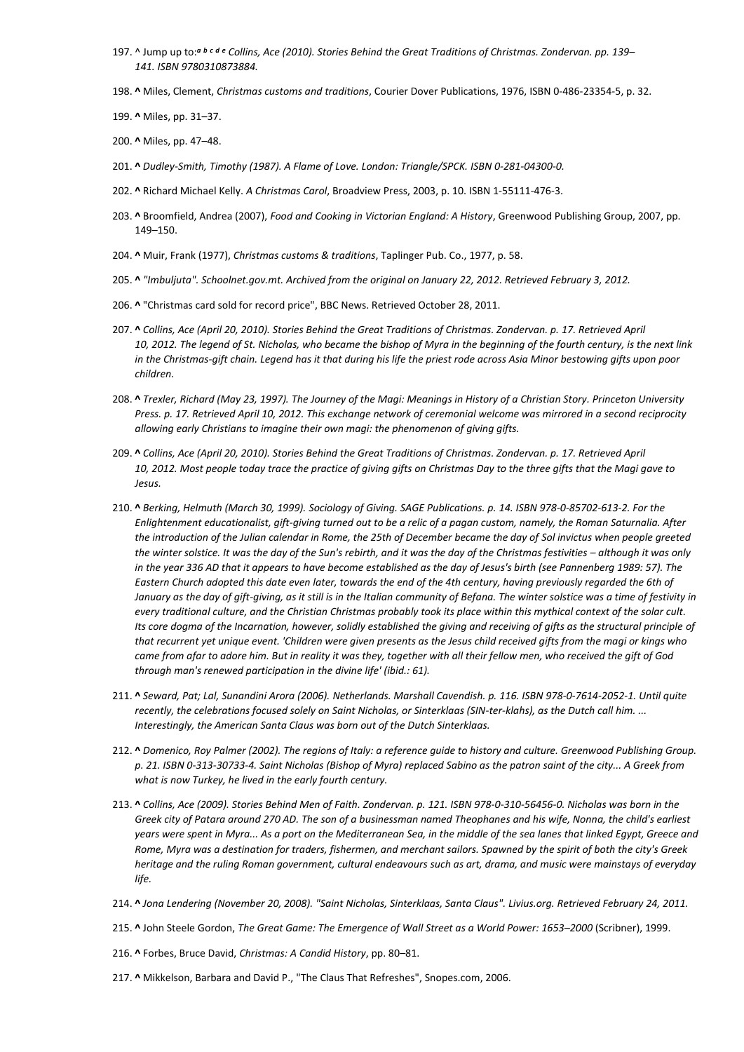197. ^ Jump up to:*a b c d e* *Collins, Ace (2010). Stories Behind the Great Traditions of Christmas. Zondervan. pp. 139–141. ISBN 9780310873884.*

198. **^** Miles, Clement, *Christmas customs and traditions*, Courier Dover Publications, 1976, ISBN 0-486-23354-5, p. 32.

199. **^** Miles, pp. 31–37.

200. **^** Miles, pp. 47–48.

201. **^** *Dudley-Smith, Timothy (1987). A Flame of Love. London: Triangle/SPCK. ISBN 0-281-04300-0.*

202. **^** Richard Michael Kelly. *A Christmas Carol*, Broadview Press, 2003, p. 10. ISBN 1-55111-476-3.

203. **^** Broomfield, Andrea (2007), *Food and Cooking in Victorian England: A History*, Greenwood Publishing Group, 2007, pp. 149–150.

204. **^** Muir, Frank (1977), *Christmas customs & traditions*, Taplinger Pub. Co., 1977, p. 58.

205. **^** *"Imbuljuta". Schoolnet.gov.mt. Archived from the original on January 22, 2012. Retrieved February 3, 2012.*

206. **^** "Christmas card sold for record price", BBC News. Retrieved October 28, 2011.

207. **^** *Collins, Ace (April 20, 2010). Stories Behind the Great Traditions of Christmas. Zondervan. p. 17. Retrieved April 10, 2012. The legend of St. Nicholas, who became the bishop of Myra in the beginning of the fourth century, is the next link in the Christmas-gift chain. Legend has it that during his life the priest rode across Asia Minor bestowing gifts upon poor children.*

208. **^** *Trexler, Richard (May 23, 1997). The Journey of the Magi: Meanings in History of a Christian Story. Princeton University Press. p. 17. Retrieved April 10, 2012. This exchange network of ceremonial welcome was mirrored in a second reciprocity allowing early Christians to imagine their own magi: the phenomenon of giving gifts.*

209. **^** *Collins, Ace (April 20, 2010). Stories Behind the Great Traditions of Christmas. Zondervan. p. 17. Retrieved April 10, 2012. Most people today trace the practice of giving gifts on Christmas Day to the three gifts that the Magi gave to Jesus.*

210. **^** *Berking, Helmuth (March 30, 1999). Sociology of Giving. SAGE Publications. p. 14. ISBN 978-0-85702-613-2. For the Enlightenment educationalist, gift-giving turned out to be a relic of a pagan custom, namely, the Roman Saturnalia. After the introduction of the Julian calendar in Rome, the 25th of December became the day of Sol invictus when people greeted the winter solstice. It was the day of the Sun's rebirth, and it was the day of the Christmas festivities – although it was only in the year 336 AD that it appears to have become established as the day of Jesus's birth (see Pannenberg 1989: 57). The Eastern Church adopted this date even later, towards the end of the 4th century, having previously regarded the 6th of January as the day of gift-giving, as it still is in the Italian community of Befana. The winter solstice was a time of festivity in every traditional culture, and the Christian Christmas probably took its place within this mythical context of the solar cult. Its core dogma of the Incarnation, however, solidly established the giving and receiving of gifts as the structural principle of that recurrent yet unique event. 'Children were given presents as the Jesus child received gifts from the magi or kings who came from afar to adore him. But in reality it was they, together with all their fellow men, who received the gift of God through man's renewed participation in the divine life' (ibid.: 61).*

211. **^** *Seward, Pat; Lal, Sunandini Arora (2006). Netherlands. Marshall Cavendish. p. 116. ISBN 978-0-7614-2052-1. Until quite recently, the celebrations focused solely on Saint Nicholas, or Sinterklaas (SIN-ter-klahs), as the Dutch call him. ... Interestingly, the American Santa Claus was born out of the Dutch Sinterklaas.*

212. **^** *Domenico, Roy Palmer (2002). The regions of Italy: a reference guide to history and culture. Greenwood Publishing Group. p. 21. ISBN 0-313-30733-4. Saint Nicholas (Bishop of Myra) replaced Sabino as the patron saint of the city... A Greek from what is now Turkey, he lived in the early fourth century.*

213. **^** *Collins, Ace (2009). Stories Behind Men of Faith. Zondervan. p. 121. ISBN 978-0-310-56456-0. Nicholas was born in the Greek city of Patara around 270 AD. The son of a businessman named Theophanes and his wife, Nonna, the child's earliest years were spent in Myra... As a port on the Mediterranean Sea, in the middle of the sea lanes that linked Egypt, Greece and Rome, Myra was a destination for traders, fishermen, and merchant sailors. Spawned by the spirit of both the city's Greek heritage and the ruling Roman government, cultural endeavours such as art, drama, and music were mainstays of everyday life.*

214. **^** *Jona Lendering (November 20, 2008). "Saint Nicholas, Sinterklaas, Santa Claus". Livius.org. Retrieved February 24, 2011.*

215. **^** John Steele Gordon, *The Great Game: The Emergence of Wall Street as a World Power: 1653–2000* (Scribner), 1999.

216. **^** Forbes, Bruce David, *Christmas: A Candid History*, pp. 80–81.

217. **^** Mikkelson, Barbara and David P., "The Claus That Refreshes", Snopes.com, 2006.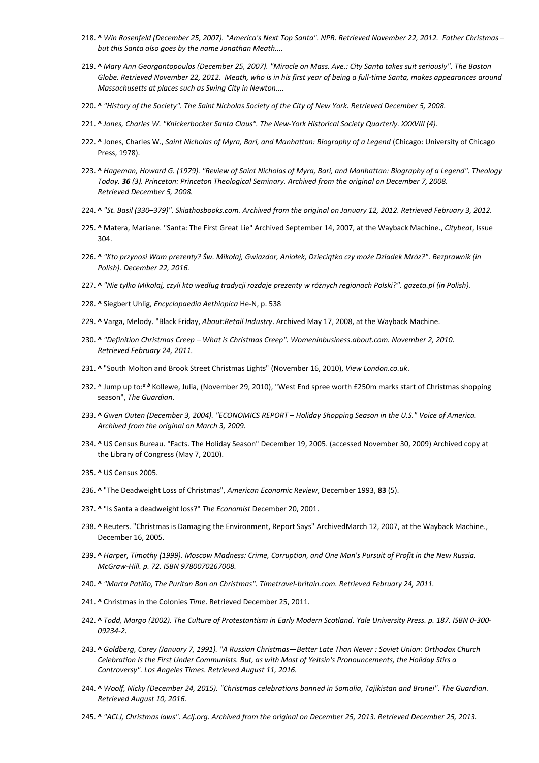218. **^** *Win Rosenfeld (December 25, 2007). "America's Next Top Santa". NPR. Retrieved November 22, 2012. Father Christmas – but this Santa also goes by the name Jonathan Meath....*

219. **^** *Mary Ann Georgantopoulos (December 25, 2007). "Miracle on Mass. Ave.: City Santa takes suit seriously". The Boston Globe. Retrieved November 22, 2012. Meath, who is in his first year of being a full-time Santa, makes appearances around Massachusetts at places such as Swing City in Newton....*

220. **^** *"History of the Society". The Saint Nicholas Society of the City of New York. Retrieved December 5, 2008.*

221. **^** *Jones, Charles W. "Knickerbocker Santa Claus". The New-York Historical Society Quarterly. XXXVIII (4).*

222. **^** Jones, Charles W., *Saint Nicholas of Myra, Bari, and Manhattan: Biography of a Legend* (Chicago: University of Chicago Press, 1978).

223. **^** *Hageman, Howard G. (1979). "Review of Saint Nicholas of Myra, Bari, and Manhattan: Biography of a Legend". Theology Today.* ***36*** *(3). Princeton: Princeton Theological Seminary. Archived from the original on December 7, 2008. Retrieved December 5, 2008.*

224. **^** *"St. Basil (330–379)". Skiathosbooks.com. Archived from the original on January 12, 2012. Retrieved February 3, 2012.*

225. **^** Matera, Mariane. "Santa: The First Great Lie" Archived September 14, 2007, at the Wayback Machine., *Citybeat*, Issue 304.

226. **^** *"Kto przynosi Wam prezenty? Św. Mikołaj, Gwiazdor, Aniołek, Dzieciątko czy może Dziadek Mróz?". Bezprawnik (in Polish). December 22, 2016.*

227. **^** *"Nie tylko Mikołaj, czyli kto według tradycji rozdaje prezenty w różnych regionach Polski?". gazeta.pl (in Polish).*

228. **^** Siegbert Uhlig, *Encyclopaedia Aethiopica* He-N, p. 538

229. **^** Varga, Melody. "Black Friday, *About:Retail Industry*. Archived May 17, 2008, at the Wayback Machine.

230. **^** *"Definition Christmas Creep – What is Christmas Creep". Womeninbusiness.about.com. November 2, 2010. Retrieved February 24, 2011.*

231. **^** "South Molton and Brook Street Christmas Lights" (November 16, 2010), *View London.co.uk*.

232. ^ Jump up to:[a] [b] Kollewe, Julia, (November 29, 2010), "West End spree worth £250m marks start of Christmas shopping season", *The Guardian*.

233. **^** *Gwen Outen (December 3, 2004). "ECONOMICS REPORT – Holiday Shopping Season in the U.S." Voice of America. Archived from the original on March 3, 2009.*

234. **^** US Census Bureau. "Facts. The Holiday Season" December 19, 2005. (accessed November 30, 2009) Archived copy at the Library of Congress (May 7, 2010).

235. **^** US Census 2005.

236. **^** "The Deadweight Loss of Christmas", *American Economic Review*, December 1993, **83** (5).

237. **^** "Is Santa a deadweight loss?" *The Economist* December 20, 2001.

238. **^** Reuters. "Christmas is Damaging the Environment, Report Says" ArchivedMarch 12, 2007, at the Wayback Machine., December 16, 2005.

239. **^** *Harper, Timothy (1999). Moscow Madness: Crime, Corruption, and One Man's Pursuit of Profit in the New Russia. McGraw-Hill. p. 72. ISBN 9780070267008.*

240. **^** *"Marta Patiño, The Puritan Ban on Christmas". Timetravel-britain.com. Retrieved February 24, 2011.*

241. **^** Christmas in the Colonies *Time*. Retrieved December 25, 2011.

242. **^** *Todd, Margo (2002). The Culture of Protestantism in Early Modern Scotland. Yale University Press. p. 187. ISBN 0-300-09234-2.*

243. **^** *Goldberg, Carey (January 7, 1991). "A Russian Christmas—Better Late Than Never : Soviet Union: Orthodox Church Celebration Is the First Under Communists. But, as with Most of Yeltsin's Pronouncements, the Holiday Stirs a Controversy". Los Angeles Times. Retrieved August 11, 2016.*

244. **^** *Woolf, Nicky (December 24, 2015). "Christmas celebrations banned in Somalia, Tajikistan and Brunei". The Guardian. Retrieved August 10, 2016.*

245. **^** *"ACLJ, Christmas laws". Aclj.org. Archived from the original on December 25, 2013. Retrieved December 25, 2013.*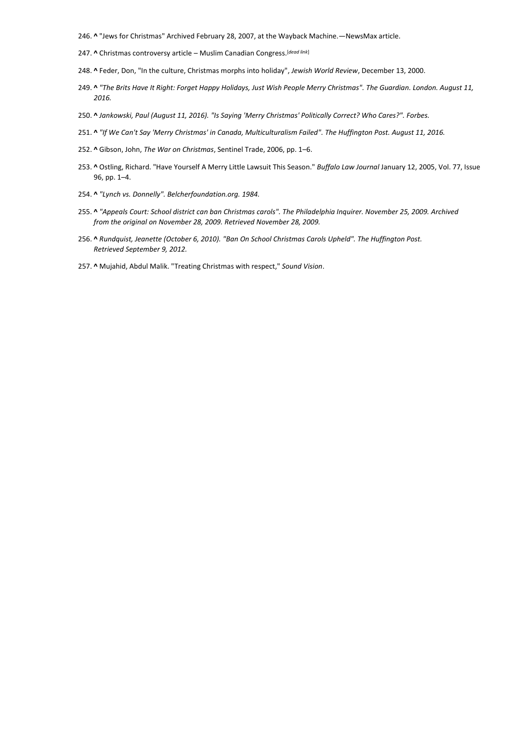246. **^** "Jews for Christmas" Archived February 28, 2007, at the Wayback Machine.—NewsMax article.
247. **^** Christmas controversy article – Muslim Canadian Congress.[*dead link*]
248. **^** Feder, Don, "In the culture, Christmas morphs into holiday", *Jewish World Review*, December 13, 2000.
249. **^** *"The Brits Have It Right: Forget Happy Holidays, Just Wish People Merry Christmas". The Guardian. London. August 11, 2016.*
250. **^** *Jankowski, Paul (August 11, 2016). "Is Saying 'Merry Christmas' Politically Correct? Who Cares?". Forbes.*
251. **^** *"If We Can't Say 'Merry Christmas' in Canada, Multiculturalism Failed". The Huffington Post. August 11, 2016.*
252. **^** Gibson, John, *The War on Christmas*, Sentinel Trade, 2006, pp. 1–6.
253. **^** Ostling, Richard. "Have Yourself A Merry Little Lawsuit This Season." *Buffalo Law Journal* January 12, 2005, Vol. 77, Issue 96, pp. 1–4.
254. **^** *"Lynch vs. Donnelly". Belcherfoundation.org. 1984.*
255. **^** *"Appeals Court: School district can ban Christmas carols". The Philadelphia Inquirer. November 25, 2009. Archived from the original on November 28, 2009. Retrieved November 28, 2009.*
256. **^** *Rundquist, Jeanette (October 6, 2010). "Ban On School Christmas Carols Upheld". The Huffington Post. Retrieved September 9, 2012.*
257. **^** Mujahid, Abdul Malik. "Treating Christmas with respect," *Sound Vision*.